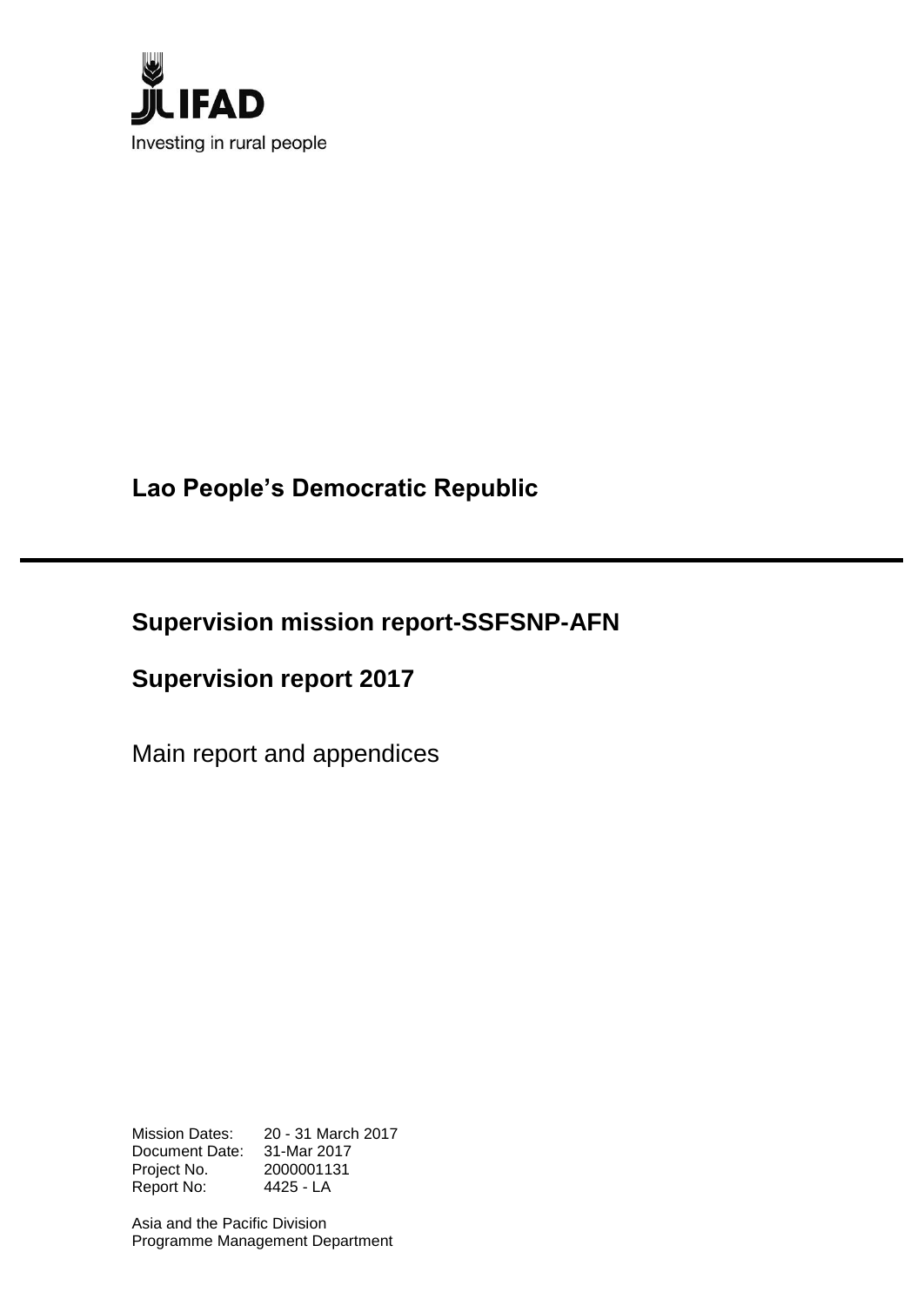IFAD

Investing in rural people

# Lao People's Democratic Republic

## Supervision mission report-SSFSNP-AFN

## Supervision report 2017

Main report and appendices

| | |
|---|---|
| Mission Dates: | 20 - 31 March 2017 |
| Document Date: | 31-Mar 2017 |
| Project No. | 2000001131 |
| Report No: | 4425 - LA |

Asia and the Pacific Division
Programme Management Department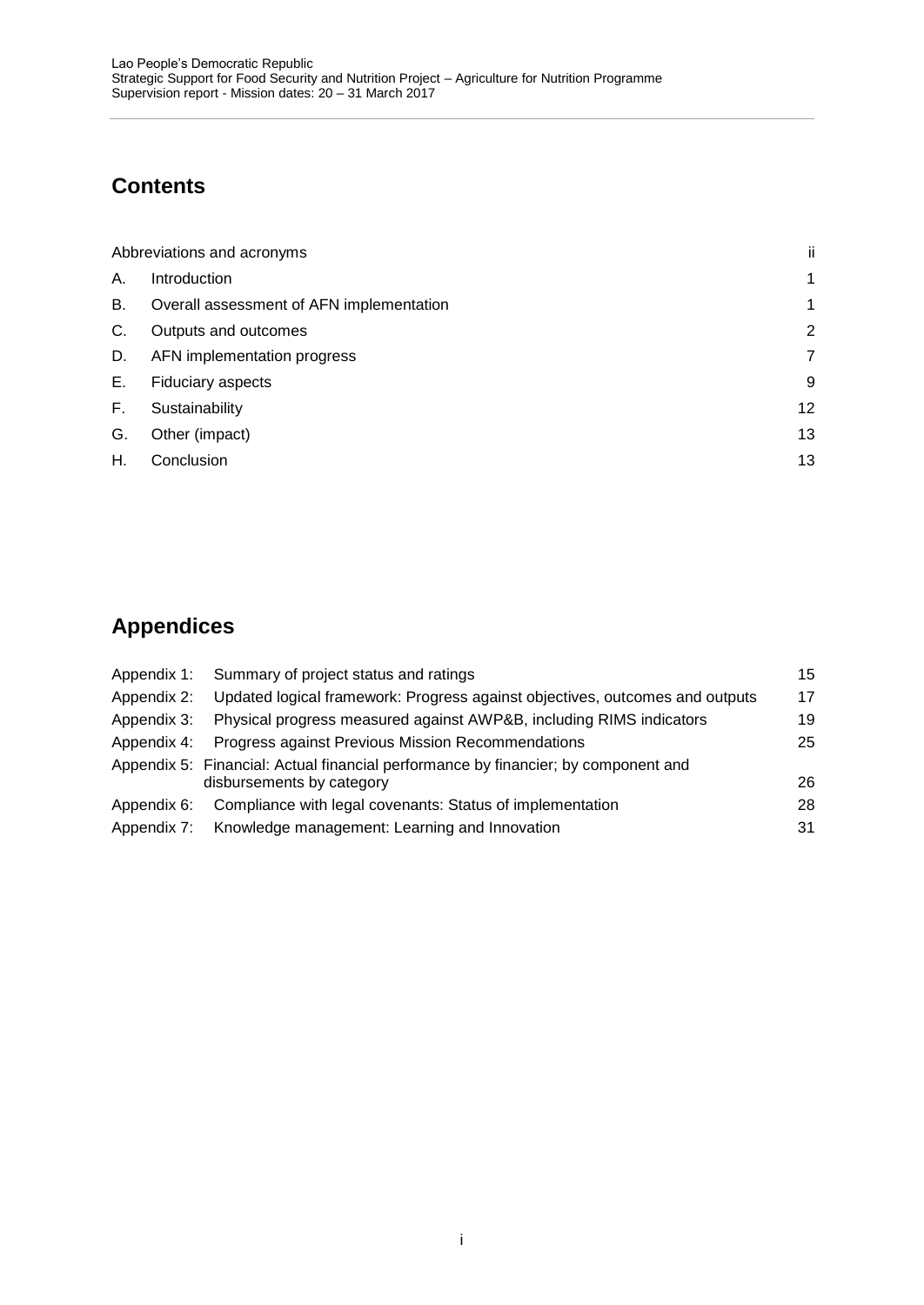## Contents

| | | |
|---|---|---|
| Abbreviations and acronyms | | ii |
| A. | Introduction | 1 |
| B. | Overall assessment of AFN implementation | 1 |
| C. | Outputs and outcomes | 2 |
| D. | AFN implementation progress | 7 |
| E. | Fiduciary aspects | 9 |
| F. | Sustainability | 12 |
| G. | Other (impact) | 13 |
| H. | Conclusion | 13 |

## Appendices

| | | |
|---|---|---|
| Appendix 1: | Summary of project status and ratings | 15 |
| Appendix 2: | Updated logical framework: Progress against objectives, outcomes and outputs | 17 |
| Appendix 3: | Physical progress measured against AWP&B, including RIMS indicators | 19 |
| Appendix 4: | Progress against Previous Mission Recommendations | 25 |
| Appendix 5: | Financial: Actual financial performance by financier; by component and disbursements by category | 26 |
| Appendix 6: | Compliance with legal covenants: Status of implementation | 28 |
| Appendix 7: | Knowledge management: Learning and Innovation | 31 |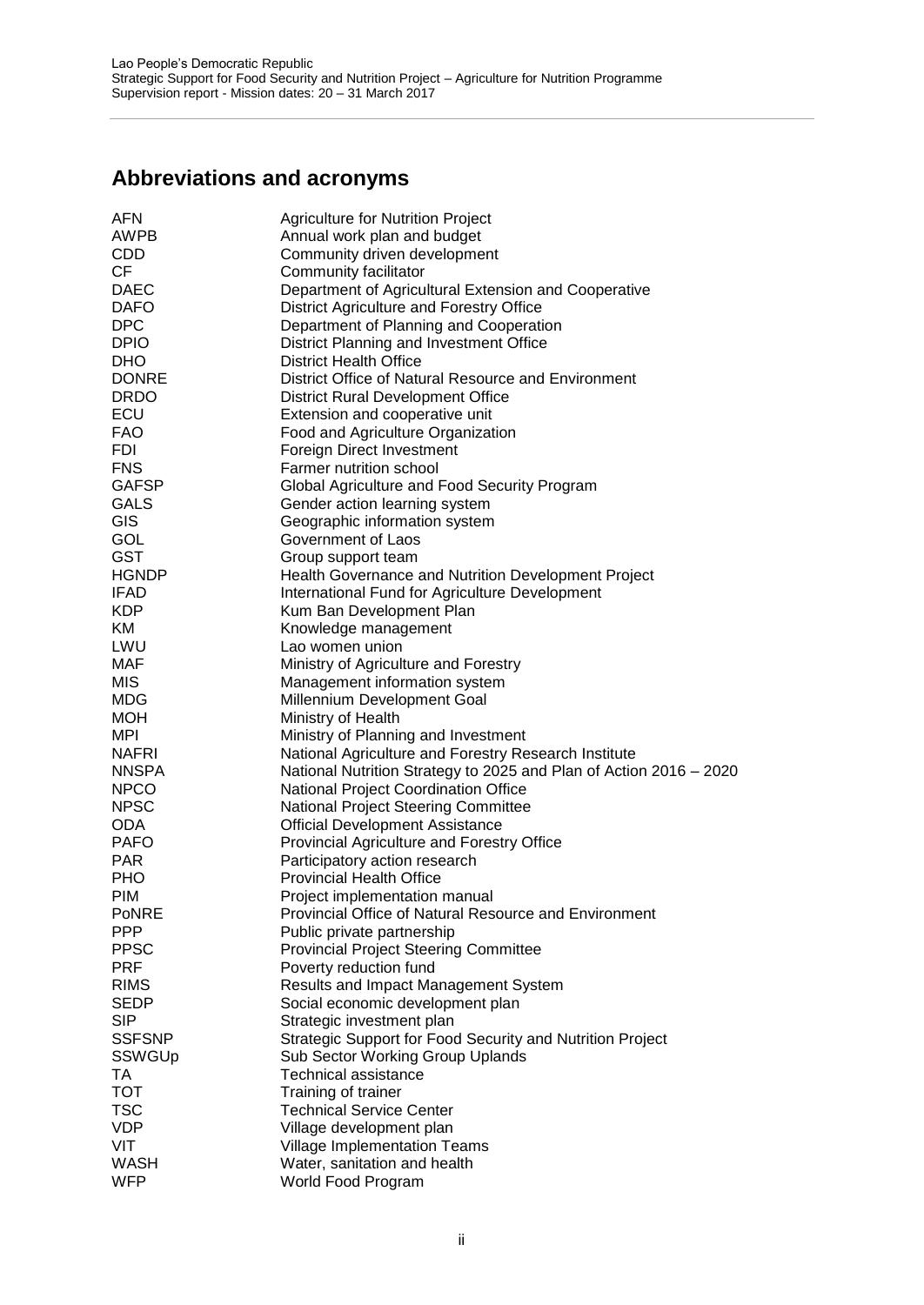## Abbreviations and acronyms

| | |
|---|---|
| AFN | Agriculture for Nutrition Project |
| AWPB | Annual work plan and budget |
| CDD | Community driven development |
| CF | Community facilitator |
| DAEC | Department of Agricultural Extension and Cooperative |
| DAFO | District Agriculture and Forestry Office |
| DPC | Department of Planning and Cooperation |
| DPIO | District Planning and Investment Office |
| DHO | District Health Office |
| DONRE | District Office of Natural Resource and Environment |
| DRDO | District Rural Development Office |
| ECU | Extension and cooperative unit |
| FAO | Food and Agriculture Organization |
| FDI | Foreign Direct Investment |
| FNS | Farmer nutrition school |
| GAFSP | Global Agriculture and Food Security Program |
| GALS | Gender action learning system |
| GIS | Geographic information system |
| GOL | Government of Laos |
| GST | Group support team |
| HGNDP | Health Governance and Nutrition Development Project |
| IFAD | International Fund for Agriculture Development |
| KDP | Kum Ban Development Plan |
| KM | Knowledge management |
| LWU | Lao women union |
| MAF | Ministry of Agriculture and Forestry |
| MIS | Management information system |
| MDG | Millennium Development Goal |
| MOH | Ministry of Health |
| MPI | Ministry of Planning and Investment |
| NAFRI | National Agriculture and Forestry Research Institute |
| NNSPA | National Nutrition Strategy to 2025 and Plan of Action 2016 – 2020 |
| NPCO | National Project Coordination Office |
| NPSC | National Project Steering Committee |
| ODA | Official Development Assistance |
| PAFO | Provincial Agriculture and Forestry Office |
| PAR | Participatory action research |
| PHO | Provincial Health Office |
| PIM | Project implementation manual |
| PoNRE | Provincial Office of Natural Resource and Environment |
| PPP | Public private partnership |
| PPSC | Provincial Project Steering Committee |
| PRF | Poverty reduction fund |
| RIMS | Results and Impact Management System |
| SEDP | Social economic development plan |
| SIP | Strategic investment plan |
| SSFSNP | Strategic Support for Food Security and Nutrition Project |
| SSWGUp | Sub Sector Working Group Uplands |
| TA | Technical assistance |
| TOT | Training of trainer |
| TSC | Technical Service Center |
| VDP | Village development plan |
| VIT | Village Implementation Teams |
| WASH | Water, sanitation and health |
| WFP | World Food Program |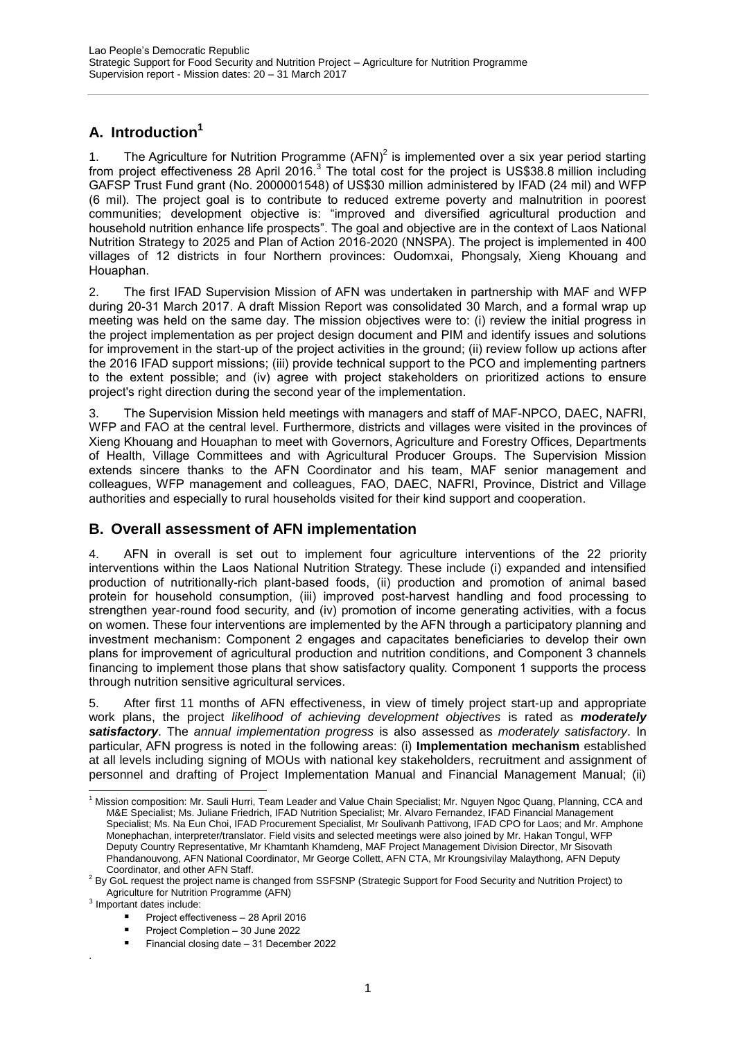## A. Introduction[1]

1. The Agriculture for Nutrition Programme (AFN)[2] is implemented over a six year period starting from project effectiveness 28 April 2016.[3] The total cost for the project is US$38.8 million including GAFSP Trust Fund grant (No. 2000001548) of US$30 million administered by IFAD (24 mil) and WFP (6 mil). The project goal is to contribute to reduced extreme poverty and malnutrition in poorest communities; development objective is: "improved and diversified agricultural production and household nutrition enhance life prospects". The goal and objective are in the context of Laos National Nutrition Strategy to 2025 and Plan of Action 2016-2020 (NNSPA). The project is implemented in 400 villages of 12 districts in four Northern provinces: Oudomxai, Phongsaly, Xieng Khouang and Houaphan.

2. The first IFAD Supervision Mission of AFN was undertaken in partnership with MAF and WFP during 20-31 March 2017. A draft Mission Report was consolidated 30 March, and a formal wrap up meeting was held on the same day. The mission objectives were to: (i) review the initial progress in the project implementation as per project design document and PIM and identify issues and solutions for improvement in the start-up of the project activities in the ground; (ii) review follow up actions after the 2016 IFAD support missions; (iii) provide technical support to the PCO and implementing partners to the extent possible; and (iv) agree with project stakeholders on prioritized actions to ensure project's right direction during the second year of the implementation.

3. The Supervision Mission held meetings with managers and staff of MAF-NPCO, DAEC, NAFRI, WFP and FAO at the central level. Furthermore, districts and villages were visited in the provinces of Xieng Khouang and Houaphan to meet with Governors, Agriculture and Forestry Offices, Departments of Health, Village Committees and with Agricultural Producer Groups. The Supervision Mission extends sincere thanks to the AFN Coordinator and his team, MAF senior management and colleagues, WFP management and colleagues, FAO, DAEC, NAFRI, Province, District and Village authorities and especially to rural households visited for their kind support and cooperation.

## B. Overall assessment of AFN implementation

4. AFN in overall is set out to implement four agriculture interventions of the 22 priority interventions within the Laos National Nutrition Strategy. These include (i) expanded and intensified production of nutritionally-rich plant-based foods, (ii) production and promotion of animal based protein for household consumption, (iii) improved post-harvest handling and food processing to strengthen year-round food security, and (iv) promotion of income generating activities, with a focus on women. These four interventions are implemented by the AFN through a participatory planning and investment mechanism: Component 2 engages and capacitates beneficiaries to develop their own plans for improvement of agricultural production and nutrition conditions, and Component 3 channels financing to implement those plans that show satisfactory quality. Component 1 supports the process through nutrition sensitive agricultural services.

5. After first 11 months of AFN effectiveness, in view of timely project start-up and appropriate work plans, the project *likelihood of achieving development objectives* is rated as ***moderately satisfactory***. The *annual implementation progress* is also assessed as *moderately satisfactory*. In particular, AFN progress is noted in the following areas: (i) **Implementation mechanism** established at all levels including signing of MOUs with national key stakeholders, recruitment and assignment of personnel and drafting of Project Implementation Manual and Financial Management Manual; (ii)

---

[1] Mission composition: Mr. Sauli Hurri, Team Leader and Value Chain Specialist; Mr. Nguyen Ngoc Quang, Planning, CCA and M&E Specialist; Ms. Juliane Friedrich, IFAD Nutrition Specialist; Mr. Alvaro Fernandez, IFAD Financial Management Specialist; Ms. Na Eun Choi, IFAD Procurement Specialist, Mr Soulivanh Pattivong, IFAD CPO for Laos; and Mr. Amphone Monephachan, interpreter/translator. Field visits and selected meetings were also joined by Mr. Hakan Tongul, WFP Deputy Country Representative, Mr Khamtanh Khamdeng, MAF Project Management Division Director, Mr Sisovath Phandanouvong, AFN National Coordinator, Mr George Collett, AFN CTA, Mr Kroungsivilay Malaythong, AFN Deputy Coordinator, and other AFN Staff.

[2] By GoL request the project name is changed from SSFSNP (Strategic Support for Food Security and Nutrition Project) to Agriculture for Nutrition Programme (AFN)

[3] Important dates include:

- Project effectiveness – 28 April 2016
- Project Completion – 30 June 2022
- Financial closing date – 31 December 2022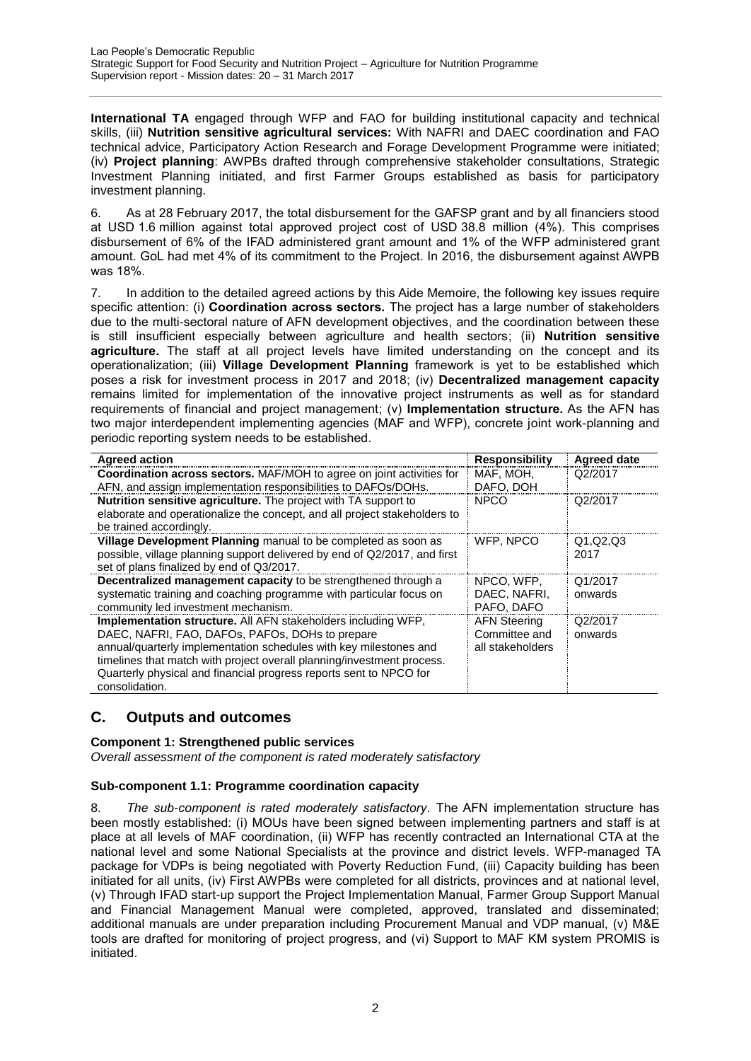**International TA** engaged through WFP and FAO for building institutional capacity and technical skills, (iii) **Nutrition sensitive agricultural services:** With NAFRI and DAEC coordination and FAO technical advice, Participatory Action Research and Forage Development Programme were initiated; (iv) **Project planning**: AWPBs drafted through comprehensive stakeholder consultations, Strategic Investment Planning initiated, and first Farmer Groups established as basis for participatory investment planning.

6. As at 28 February 2017, the total disbursement for the GAFSP grant and by all financiers stood at USD 1.6 million against total approved project cost of USD 38.8 million (4%). This comprises disbursement of 6% of the IFAD administered grant amount and 1% of the WFP administered grant amount. GoL had met 4% of its commitment to the Project. In 2016, the disbursement against AWPB was 18%.

7. In addition to the detailed agreed actions by this Aide Memoire, the following key issues require specific attention: (i) **Coordination across sectors.** The project has a large number of stakeholders due to the multi-sectoral nature of AFN development objectives, and the coordination between these is still insufficient especially between agriculture and health sectors; (ii) **Nutrition sensitive agriculture.** The staff at all project levels have limited understanding on the concept and its operationalization; (iii) **Village Development Planning** framework is yet to be established which poses a risk for investment process in 2017 and 2018; (iv) **Decentralized management capacity** remains limited for implementation of the innovative project instruments as well as for standard requirements of financial and project management; (v) **Implementation structure.** As the AFN has two major interdependent implementing agencies (MAF and WFP), concrete joint work-planning and periodic reporting system needs to be established.

| Agreed action | Responsibility | Agreed date |
|---|---|---|
| **Coordination across sectors.** MAF/MOH to agree on joint activities for AFN, and assign implementation responsibilities to DAFOs/DOHs. | MAF, MOH, DAFO, DOH | Q2/2017 |
| **Nutrition sensitive agriculture.** The project with TA support to elaborate and operationalize the concept, and all project stakeholders to be trained accordingly. | NPCO | Q2/2017 |
| **Village Development Planning** manual to be completed as soon as possible, village planning support delivered by end of Q2/2017, and first set of plans finalized by end of Q3/2017. | WFP, NPCO | Q1,Q2,Q3 2017 |
| **Decentralized management capacity** to be strengthened through a systematic training and coaching programme with particular focus on community led investment mechanism. | NPCO, WFP, DAEC, NAFRI, PAFO, DAFO | Q1/2017 onwards |
| **Implementation structure.** All AFN stakeholders including WFP, DAEC, NAFRI, FAO, DAFOs, PAFOs, DOHs to prepare annual/quarterly implementation schedules with key milestones and timelines that match with project overall planning/investment process. Quarterly physical and financial progress reports sent to NPCO for consolidation. | AFN Steering Committee and all stakeholders | Q2/2017 onwards |

## C. Outputs and outcomes

**Component 1: Strengthened public services**

*Overall assessment of the component is rated moderately satisfactory*

**Sub-component 1.1: Programme coordination capacity**

8. *The sub-component is rated moderately satisfactory*. The AFN implementation structure has been mostly established: (i) MOUs have been signed between implementing partners and staff is at place at all levels of MAF coordination, (ii) WFP has recently contracted an International CTA at the national level and some National Specialists at the province and district levels. WFP-managed TA package for VDPs is being negotiated with Poverty Reduction Fund, (iii) Capacity building has been initiated for all units, (iv) First AWPBs were completed for all districts, provinces and at national level, (v) Through IFAD start-up support the Project Implementation Manual, Farmer Group Support Manual and Financial Management Manual were completed, approved, translated and disseminated; additional manuals are under preparation including Procurement Manual and VDP manual, (v) M&E tools are drafted for monitoring of project progress, and (vi) Support to MAF KM system PROMIS is initiated.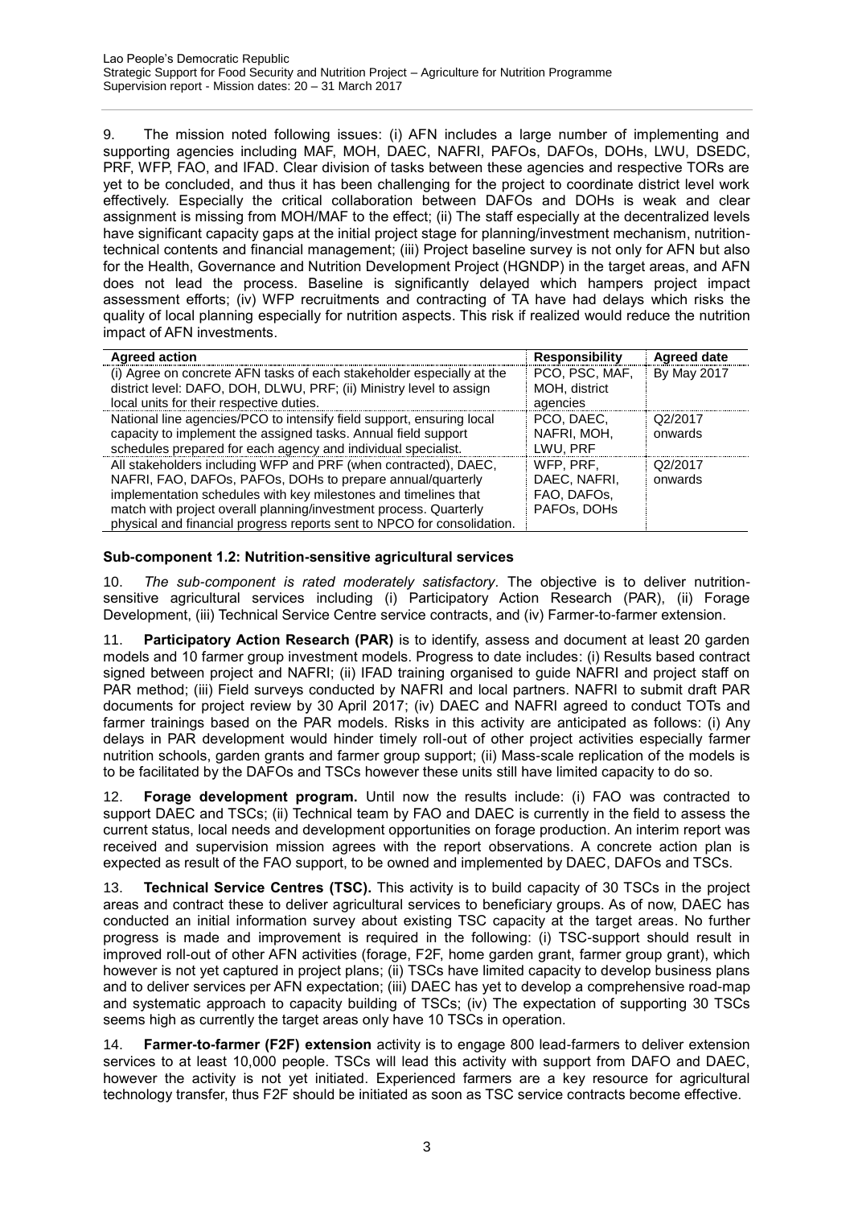9. The mission noted following issues: (i) AFN includes a large number of implementing and supporting agencies including MAF, MOH, DAEC, NAFRI, PAFOs, DAFOs, DOHs, LWU, DSEDC, PRF, WFP, FAO, and IFAD. Clear division of tasks between these agencies and respective TORs are yet to be concluded, and thus it has been challenging for the project to coordinate district level work effectively. Especially the critical collaboration between DAFOs and DOHs is weak and clear assignment is missing from MOH/MAF to the effect; (ii) The staff especially at the decentralized levels have significant capacity gaps at the initial project stage for planning/investment mechanism, nutrition-technical contents and financial management; (iii) Project baseline survey is not only for AFN but also for the Health, Governance and Nutrition Development Project (HGNDP) in the target areas, and AFN does not lead the process. Baseline is significantly delayed which hampers project impact assessment efforts; (iv) WFP recruitments and contracting of TA have had delays which risks the quality of local planning especially for nutrition aspects. This risk if realized would reduce the nutrition impact of AFN investments.

| Agreed action | Responsibility | Agreed date |
|---|---|---|
| (i) Agree on concrete AFN tasks of each stakeholder especially at the district level: DAFO, DOH, DLWU, PRF; (ii) Ministry level to assign local units for their respective duties. | PCO, PSC, MAF, MOH, district agencies | By May 2017 |
| National line agencies/PCO to intensify field support, ensuring local capacity to implement the assigned tasks. Annual field support schedules prepared for each agency and individual specialist. | PCO, DAEC, NAFRI, MOH, LWU, PRF | Q2/2017 onwards |
| All stakeholders including WFP and PRF (when contracted), DAEC, NAFRI, FAO, DAFOs, PAFOs, DOHs to prepare annual/quarterly implementation schedules with key milestones and timelines that match with project overall planning/investment process. Quarterly physical and financial progress reports sent to NPCO for consolidation. | WFP, PRF, DAEC, NAFRI, FAO, DAFOs, PAFOs, DOHs | Q2/2017 onwards |

**Sub-component 1.2: Nutrition-sensitive agricultural services**

10. *The sub-component is rated moderately satisfactory*. The objective is to deliver nutrition-sensitive agricultural services including (i) Participatory Action Research (PAR), (ii) Forage Development, (iii) Technical Service Centre service contracts, and (iv) Farmer-to-farmer extension.

11. **Participatory Action Research (PAR)** is to identify, assess and document at least 20 garden models and 10 farmer group investment models. Progress to date includes: (i) Results based contract signed between project and NAFRI; (ii) IFAD training organised to guide NAFRI and project staff on PAR method; (iii) Field surveys conducted by NAFRI and local partners. NAFRI to submit draft PAR documents for project review by 30 April 2017; (iv) DAEC and NAFRI agreed to conduct TOTs and farmer trainings based on the PAR models. Risks in this activity are anticipated as follows: (i) Any delays in PAR development would hinder timely roll-out of other project activities especially farmer nutrition schools, garden grants and farmer group support; (ii) Mass-scale replication of the models is to be facilitated by the DAFOs and TSCs however these units still have limited capacity to do so.

12. **Forage development program.** Until now the results include: (i) FAO was contracted to support DAEC and TSCs; (ii) Technical team by FAO and DAEC is currently in the field to assess the current status, local needs and development opportunities on forage production. An interim report was received and supervision mission agrees with the report observations. A concrete action plan is expected as result of the FAO support, to be owned and implemented by DAEC, DAFOs and TSCs.

13. **Technical Service Centres (TSC).** This activity is to build capacity of 30 TSCs in the project areas and contract these to deliver agricultural services to beneficiary groups. As of now, DAEC has conducted an initial information survey about existing TSC capacity at the target areas. No further progress is made and improvement is required in the following: (i) TSC-support should result in improved roll-out of other AFN activities (forage, F2F, home garden grant, farmer group grant), which however is not yet captured in project plans; (ii) TSCs have limited capacity to develop business plans and to deliver services per AFN expectation; (iii) DAEC has yet to develop a comprehensive road-map and systematic approach to capacity building of TSCs; (iv) The expectation of supporting 30 TSCs seems high as currently the target areas only have 10 TSCs in operation.

14. **Farmer-to-farmer (F2F) extension** activity is to engage 800 lead-farmers to deliver extension services to at least 10,000 people. TSCs will lead this activity with support from DAFO and DAEC, however the activity is not yet initiated. Experienced farmers are a key resource for agricultural technology transfer, thus F2F should be initiated as soon as TSC service contracts become effective.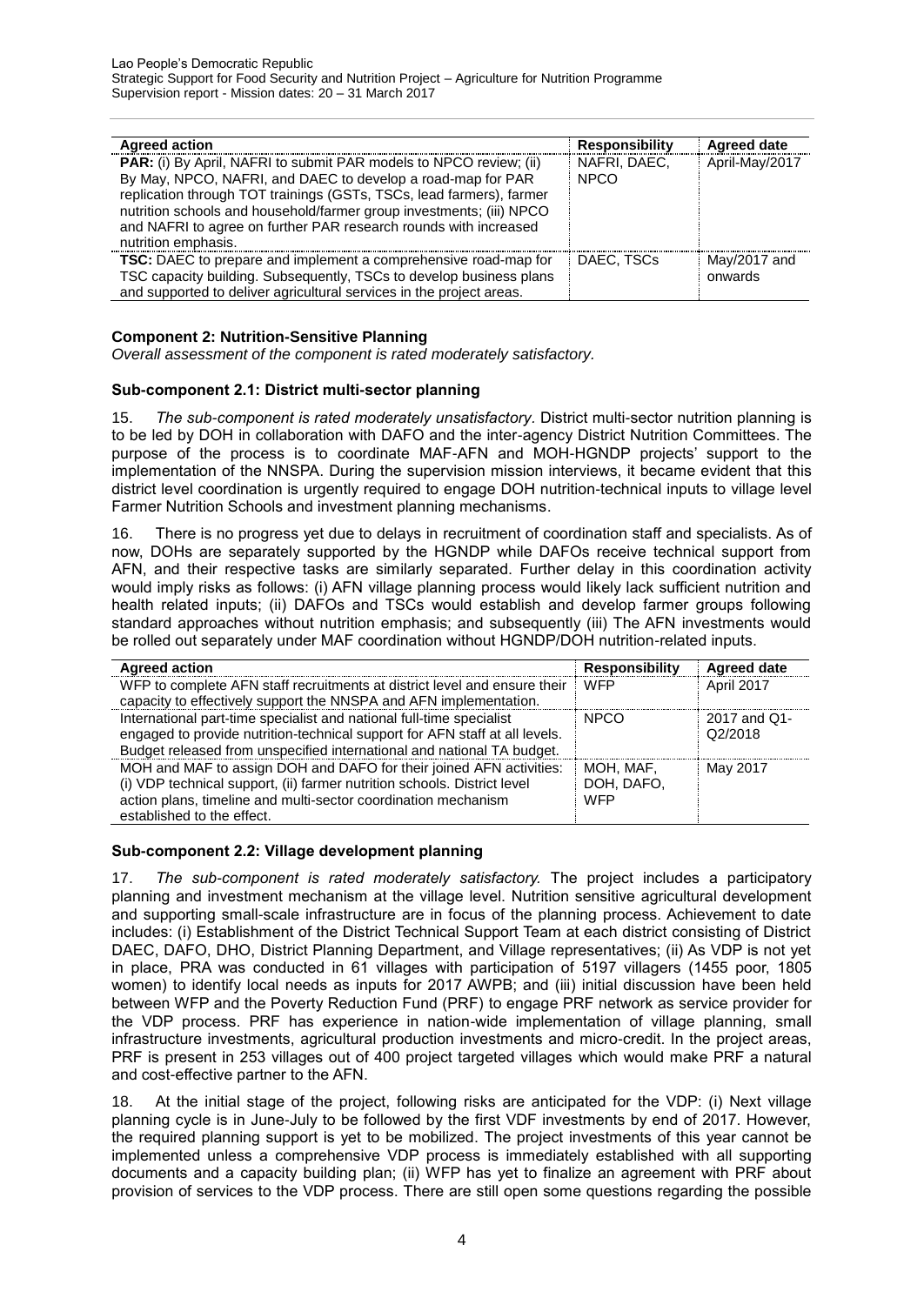| Agreed action | Responsibility | Agreed date |
| --- | --- | --- |
| **PAR:** (i) By April, NAFRI to submit PAR models to NPCO review; (ii) By May, NPCO, NAFRI, and DAEC to develop a road-map for PAR replication through TOT trainings (GSTs, TSCs, lead farmers), farmer nutrition schools and household/farmer group investments; (iii) NPCO and NAFRI to agree on further PAR research rounds with increased nutrition emphasis. | NAFRI, DAEC, NPCO | April-May/2017 |
| **TSC:** DAEC to prepare and implement a comprehensive road-map for TSC capacity building. Subsequently, TSCs to develop business plans and supported to deliver agricultural services in the project areas. | DAEC, TSCs | May/2017 and onwards |

### Component 2: Nutrition-Sensitive Planning

*Overall assessment of the component is rated moderately satisfactory.*

#### Sub-component 2.1: District multi-sector planning

15. *The sub-component is rated moderately unsatisfactory.* District multi-sector nutrition planning is to be led by DOH in collaboration with DAFO and the inter-agency District Nutrition Committees. The purpose of the process is to coordinate MAF-AFN and MOH-HGNDP projects' support to the implementation of the NNSPA. During the supervision mission interviews, it became evident that this district level coordination is urgently required to engage DOH nutrition-technical inputs to village level Farmer Nutrition Schools and investment planning mechanisms.

16. There is no progress yet due to delays in recruitment of coordination staff and specialists. As of now, DOHs are separately supported by the HGNDP while DAFOs receive technical support from AFN, and their respective tasks are similarly separated. Further delay in this coordination activity would imply risks as follows: (i) AFN village planning process would likely lack sufficient nutrition and health related inputs; (ii) DAFOs and TSCs would establish and develop farmer groups following standard approaches without nutrition emphasis; and subsequently (iii) The AFN investments would be rolled out separately under MAF coordination without HGNDP/DOH nutrition-related inputs.

| Agreed action | Responsibility | Agreed date |
| --- | --- | --- |
| WFP to complete AFN staff recruitments at district level and ensure their capacity to effectively support the NNSPA and AFN implementation. | WFP | April 2017 |
| International part-time specialist and national full-time specialist engaged to provide nutrition-technical support for AFN staff at all levels. Budget released from unspecified international and national TA budget. | NPCO | 2017 and Q1-Q2/2018 |
| MOH and MAF to assign DOH and DAFO for their joined AFN activities: (i) VDP technical support, (i) farmer nutrition schools. District level action plans, timeline and multi-sector coordination mechanism established to the effect. | MOH, MAF, DOH, DAFO, WFP | May 2017 |

#### Sub-component 2.2: Village development planning

17. *The sub-component is rated moderately satisfactory.* The project includes a participatory planning and investment mechanism at the village level. Nutrition sensitive agricultural development and supporting small-scale infrastructure are in focus of the planning process. Achievement to date includes: (i) Establishment of the District Technical Support Team at each district consisting of District DAEC, DAFO, DHO, District Planning Department, and Village representatives; (ii) As VDP is not yet in place, PRA was conducted in 61 villages with participation of 5197 villagers (1455 poor, 1805 women) to identify local needs as inputs for 2017 AWPB; and (iii) initial discussion have been held between WFP and the Poverty Reduction Fund (PRF) to engage PRF network as service provider for the VDP process. PRF has experience in nation-wide implementation of village planning, small infrastructure investments, agricultural production investments and micro-credit. In the project areas, PRF is present in 253 villages out of 400 project targeted villages which would make PRF a natural and cost-effective partner to the AFN.

18. At the initial stage of the project, following risks are anticipated for the VDP: (i) Next village planning cycle is in June-July to be followed by the first VDF investments by end of 2017. However, the required planning support is yet to be mobilized. The project investments of this year cannot be implemented unless a comprehensive VDP process is immediately established with all supporting documents and a capacity building plan; (ii) WFP has yet to finalize an agreement with PRF about provision of services to the VDP process. There are still open some questions regarding the possible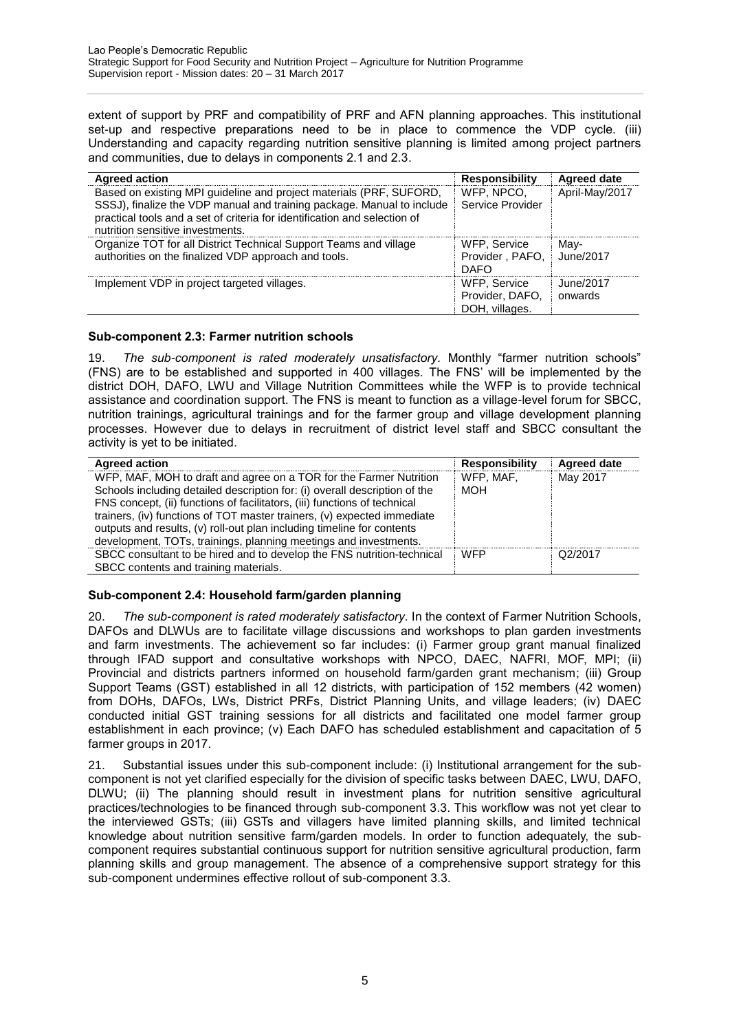extent of support by PRF and compatibility of PRF and AFN planning approaches. This institutional set-up and respective preparations need to be in place to commence the VDP cycle. (iii) Understanding and capacity regarding nutrition sensitive planning is limited among project partners and communities, due to delays in components 2.1 and 2.3.

| Agreed action | Responsibility | Agreed date |
|---|---|---|
| Based on existing MPI guideline and project materials (PRF, SUFORD, SSSJ), finalize the VDP manual and training package. Manual to include practical tools and a set of criteria for identification and selection of nutrition sensitive investments. | WFP, NPCO, Service Provider | April-May/2017 |
| Organize TOT for all District Technical Support Teams and village authorities on the finalized VDP approach and tools. | WFP, Service Provider , PAFO, DAFO | May-June/2017 |
| Implement VDP in project targeted villages. | WFP, Service Provider, DAFO, DOH, villages. | June/2017 onwards |

### Sub-component 2.3: Farmer nutrition schools

19. *The sub-component is rated moderately unsatisfactory.* Monthly "farmer nutrition schools" (FNS) are to be established and supported in 400 villages. The FNS' will be implemented by the district DOH, DAFO, LWU and Village Nutrition Committees while the WFP is to provide technical assistance and coordination support. The FNS is meant to function as a village-level forum for SBCC, nutrition trainings, agricultural trainings and for the farmer group and village development planning processes. However due to delays in recruitment of district level staff and SBCC consultant the activity is yet to be initiated.

| Agreed action | Responsibility | Agreed date |
|---|---|---|
| WFP, MAF, MOH to draft and agree on a TOR for the Farmer Nutrition Schools including detailed description for: (i) overall description of the FNS concept, (ii) functions of facilitators, (iii) functions of technical trainers, (iv) functions of TOT master trainers, (v) expected immediate outputs and results, (v) roll-out plan including timeline for contents development, TOTs, trainings, planning meetings and investments. | WFP, MAF, MOH | May 2017 |
| SBCC consultant to be hired and to develop the FNS nutrition-technical SBCC contents and training materials. | WFP | Q2/2017 |

### Sub-component 2.4: Household farm/garden planning

20. *The sub-component is rated moderately satisfactory.* In the context of Farmer Nutrition Schools, DAFOs and DLWUs are to facilitate village discussions and workshops to plan garden investments and farm investments. The achievement so far includes: (i) Farmer group grant manual finalized through IFAD support and consultative workshops with NPCO, DAEC, NAFRI, MOF, MPI; (ii) Provincial and districts partners informed on household farm/garden grant mechanism; (iii) Group Support Teams (GST) established in all 12 districts, with participation of 152 members (42 women) from DOHs, DAFOs, LWs, District PRFs, District Planning Units, and village leaders; (iv) DAEC conducted initial GST training sessions for all districts and facilitated one model farmer group establishment in each province; (v) Each DAFO has scheduled establishment and capacitation of 5 farmer groups in 2017.

21. Substantial issues under this sub-component include: (i) Institutional arrangement for the sub-component is not yet clarified especially for the division of specific tasks between DAEC, LWU, DAFO, DLWU; (ii) The planning should result in investment plans for nutrition sensitive agricultural practices/technologies to be financed through sub-component 3.3. This workflow was not yet clear to the interviewed GSTs; (iii) GSTs and villagers have limited planning skills, and limited technical knowledge about nutrition sensitive farm/garden models. In order to function adequately, the sub-component requires substantial continuous support for nutrition sensitive agricultural production, farm planning skills and group management. The absence of a comprehensive support strategy for this sub-component undermines effective rollout of sub-component 3.3.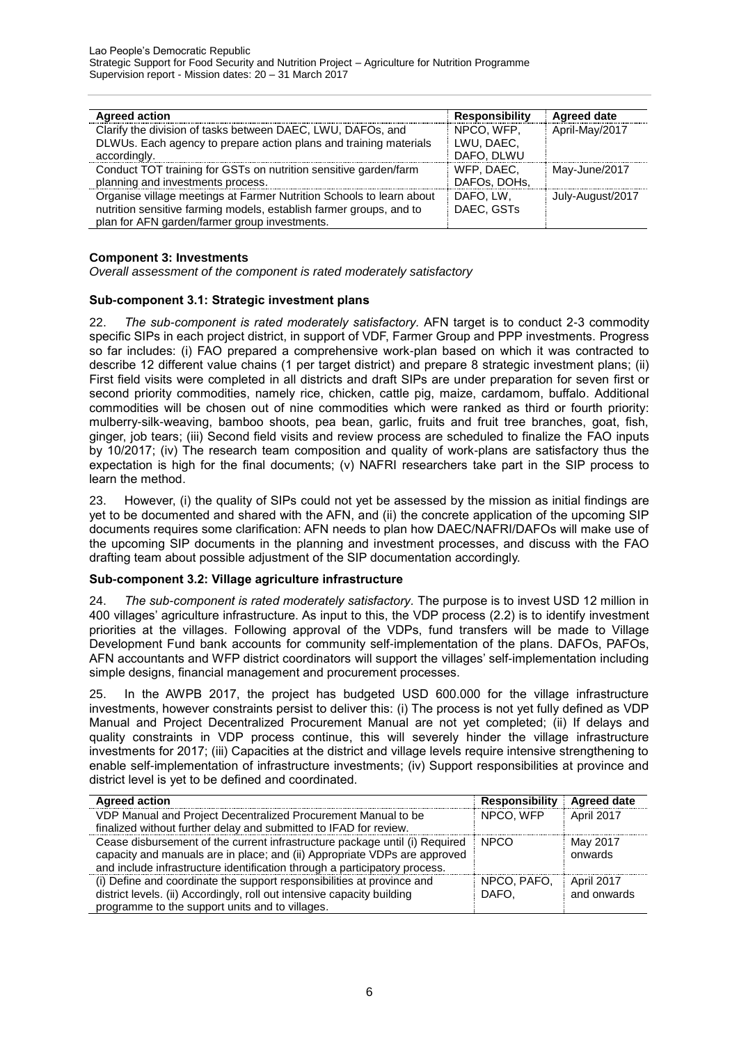| Agreed action | Responsibility | Agreed date |
|---|---|---|
| Clarify the division of tasks between DAEC, LWU, DAFOs, and DLWUs. Each agency to prepare action plans and training materials accordingly. | NPCO, WFP, LWU, DAEC, DAFO, DLWU | April-May/2017 |
| Conduct TOT training for GSTs on nutrition sensitive garden/farm planning and investments process. | WFP, DAEC, DAFOs, DOHs, | May-June/2017 |
| Organise village meetings at Farmer Nutrition Schools to learn about nutrition sensitive farming models, establish farmer groups, and to plan for AFN garden/farmer group investments. | DAFO, LW, DAEC, GSTs | July-August/2017 |

### Component 3: Investments

*Overall assessment of the component is rated moderately satisfactory*

### Sub-component 3.1: Strategic investment plans

22. *The sub-component is rated moderately satisfactory.* AFN target is to conduct 2-3 commodity specific SIPs in each project district, in support of VDF, Farmer Group and PPP investments. Progress so far includes: (i) FAO prepared a comprehensive work-plan based on which it was contracted to describe 12 different value chains (1 per target district) and prepare 8 strategic investment plans; (ii) First field visits were completed in all districts and draft SIPs are under preparation for seven first or second priority commodities, namely rice, chicken, cattle pig, maize, cardamom, buffalo. Additional commodities will be chosen out of nine commodities which were ranked as third or fourth priority: mulberry-silk-weaving, bamboo shoots, pea bean, garlic, fruits and fruit tree branches, goat, fish, ginger, job tears; (iii) Second field visits and review process are scheduled to finalize the FAO inputs by 10/2017; (iv) The research team composition and quality of work-plans are satisfactory thus the expectation is high for the final documents; (v) NAFRI researchers take part in the SIP process to learn the method.

23. However, (i) the quality of SIPs could not yet be assessed by the mission as initial findings are yet to be documented and shared with the AFN, and (ii) the concrete application of the upcoming SIP documents requires some clarification: AFN needs to plan how DAEC/NAFRI/DAFOs will make use of the upcoming SIP documents in the planning and investment processes, and discuss with the FAO drafting team about possible adjustment of the SIP documentation accordingly.

### Sub-component 3.2: Village agriculture infrastructure

24. *The sub-component is rated moderately satisfactory.* The purpose is to invest USD 12 million in 400 villages' agriculture infrastructure. As input to this, the VDP process (2.2) is to identify investment priorities at the villages. Following approval of the VDPs, fund transfers will be made to Village Development Fund bank accounts for community self-implementation of the plans. DAFOs, PAFOs, AFN accountants and WFP district coordinators will support the villages' self-implementation including simple designs, financial management and procurement processes.

25. In the AWPB 2017, the project has budgeted USD 600.000 for the village infrastructure investments, however constraints persist to deliver this: (i) The process is not yet fully defined as VDP Manual and Project Decentralized Procurement Manual are not yet completed; (ii) If delays and quality constraints in VDP process continue, this will severely hinder the village infrastructure investments for 2017; (iii) Capacities at the district and village levels require intensive strengthening to enable self-implementation of infrastructure investments; (iv) Support responsibilities at province and district level is yet to be defined and coordinated.

| Agreed action | Responsibility | Agreed date |
|---|---|---|
| VDP Manual and Project Decentralized Procurement Manual to be finalized without further delay and submitted to IFAD for review. | NPCO, WFP | April 2017 |
| Cease disbursement of the current infrastructure package until (i) Required capacity and manuals are in place; and (ii) Appropriate VDPs are approved and include infrastructure identification through a participatory process. | NPCO | May 2017 onwards |
| (i) Define and coordinate the support responsibilities at province and district levels. (ii) Accordingly, roll out intensive capacity building programme to the support units and to villages. | NPCO, PAFO, DAFO, | April 2017 and onwards |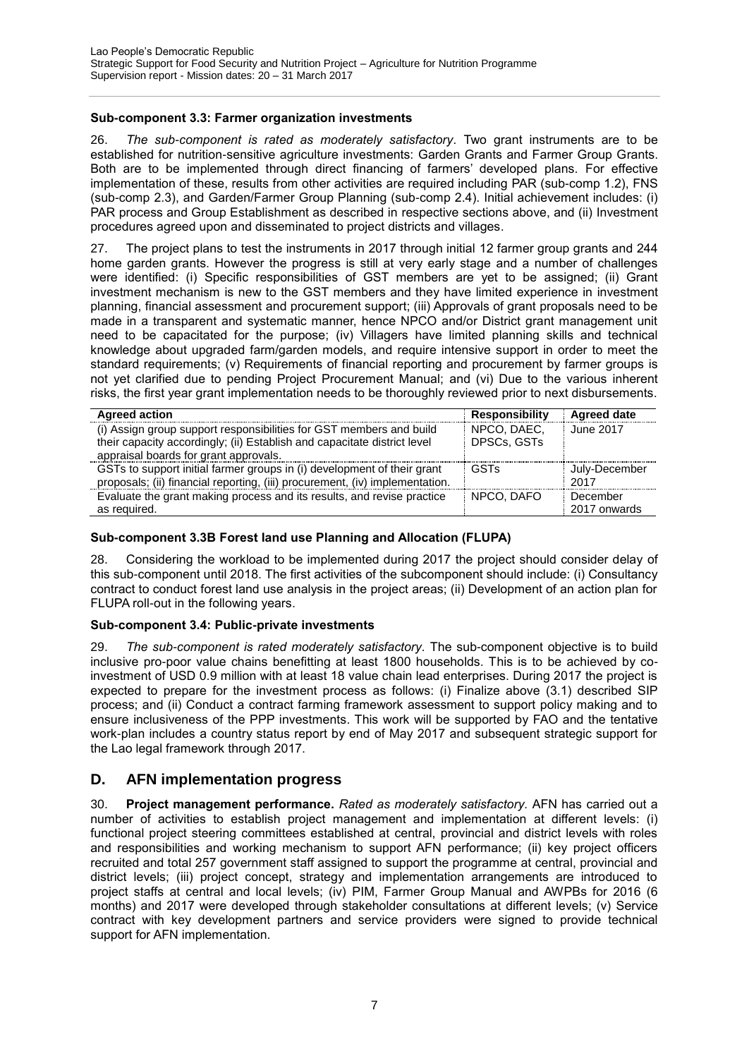#### Sub-component 3.3: Farmer organization investments

26. *The sub-component is rated as moderately satisfactory*. Two grant instruments are to be established for nutrition-sensitive agriculture investments: Garden Grants and Farmer Group Grants. Both are to be implemented through direct financing of farmers' developed plans. For effective implementation of these, results from other activities are required including PAR (sub-comp 1.2), FNS (sub-comp 2.3), and Garden/Farmer Group Planning (sub-comp 2.4). Initial achievement includes: (i) PAR process and Group Establishment as described in respective sections above, and (ii) Investment procedures agreed upon and disseminated to project districts and villages.

27. The project plans to test the instruments in 2017 through initial 12 farmer group grants and 244 home garden grants. However the progress is still at very early stage and a number of challenges were identified: (i) Specific responsibilities of GST members are yet to be assigned; (ii) Grant investment mechanism is new to the GST members and they have limited experience in investment planning, financial assessment and procurement support; (iii) Approvals of grant proposals need to be made in a transparent and systematic manner, hence NPCO and/or District grant management unit need to be capacitated for the purpose; (iv) Villagers have limited planning skills and technical knowledge about upgraded farm/garden models, and require intensive support in order to meet the standard requirements; (v) Requirements of financial reporting and procurement by farmer groups is not yet clarified due to pending Project Procurement Manual; and (vi) Due to the various inherent risks, the first year grant implementation needs to be thoroughly reviewed prior to next disbursements.

| Agreed action | Responsibility | Agreed date |
| --- | --- | --- |
| (i) Assign group support responsibilities for GST members and build their capacity accordingly; (ii) Establish and capacitate district level appraisal boards for grant approvals. | NPCO, DAEC, DPSCs, GSTs | June 2017 |
| GSTs to support initial farmer groups in (i) development of their grant proposals; (ii) financial reporting, (iii) procurement, (iv) implementation. | GSTs | July-December 2017 |
| Evaluate the grant making process and its results, and revise practice as required. | NPCO, DAFO | December 2017 onwards |

#### Sub-component 3.3B Forest land use Planning and Allocation (FLUPA)

28. Considering the workload to be implemented during 2017 the project should consider delay of this sub-component until 2018. The first activities of the subcomponent should include: (i) Consultancy contract to conduct forest land use analysis in the project areas; (ii) Development of an action plan for FLUPA roll-out in the following years.

#### Sub-component 3.4: Public-private investments

29. *The sub-component is rated moderately satisfactory.* The sub-component objective is to build inclusive pro-poor value chains benefitting at least 1800 households. This is to be achieved by co-investment of USD 0.9 million with at least 18 value chain lead enterprises. During 2017 the project is expected to prepare for the investment process as follows: (i) Finalize above (3.1) described SIP process; and (ii) Conduct a contract farming framework assessment to support policy making and to ensure inclusiveness of the PPP investments. This work will be supported by FAO and the tentative work-plan includes a country status report by end of May 2017 and subsequent strategic support for the Lao legal framework through 2017.

## D. AFN implementation progress

30. **Project management performance.** *Rated as moderately satisfactory.* AFN has carried out a number of activities to establish project management and implementation at different levels: (i) functional project steering committees established at central, provincial and district levels with roles and responsibilities and working mechanism to support AFN performance; (ii) key project officers recruited and total 257 government staff assigned to support the programme at central, provincial and district levels; (iii) project concept, strategy and implementation arrangements are introduced to project staffs at central and local levels; (iv) PIM, Farmer Group Manual and AWPBs for 2016 (6 months) and 2017 were developed through stakeholder consultations at different levels; (v) Service contract with key development partners and service providers were signed to provide technical support for AFN implementation.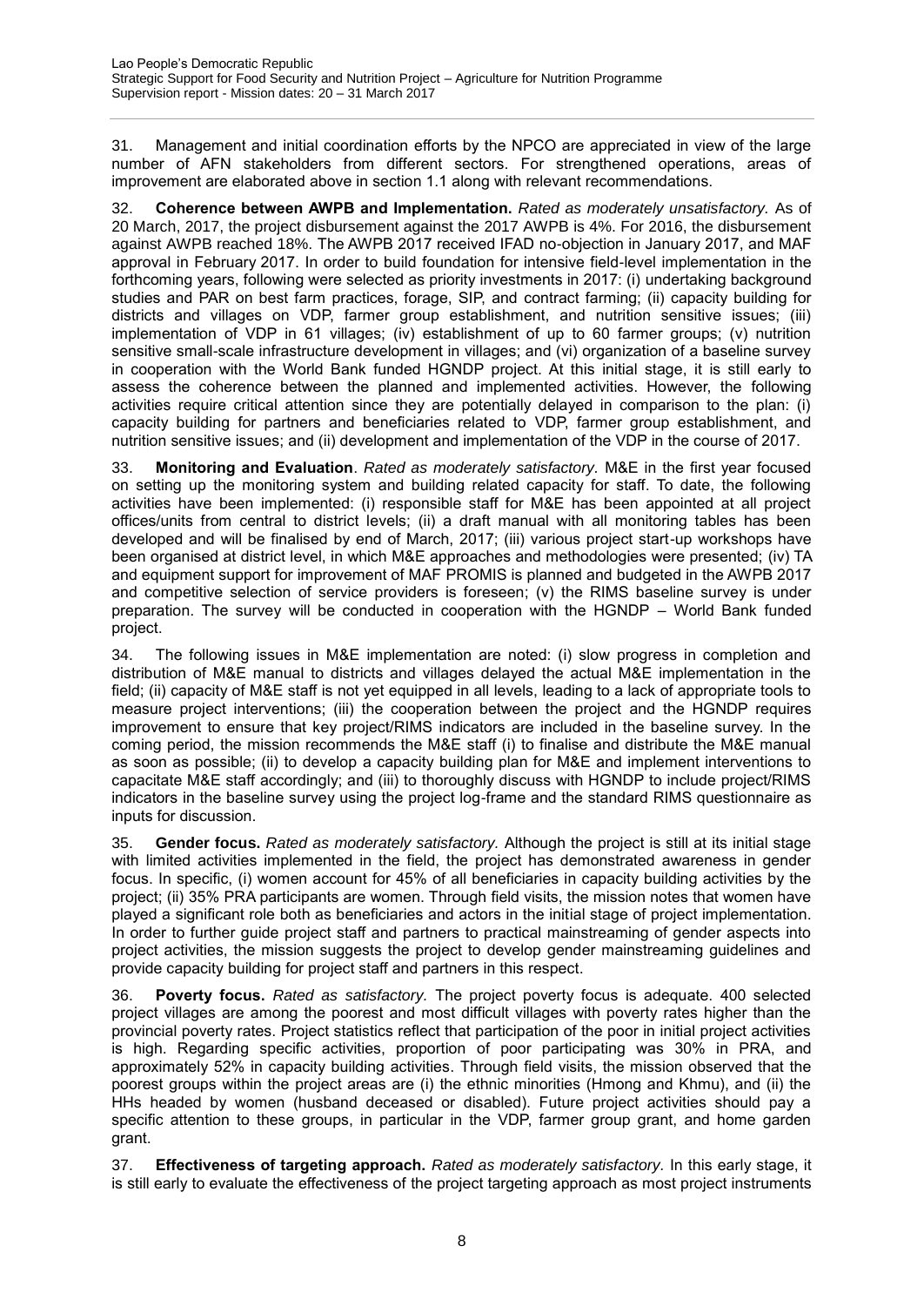31. Management and initial coordination efforts by the NPCO are appreciated in view of the large number of AFN stakeholders from different sectors. For strengthened operations, areas of improvement are elaborated above in section 1.1 along with relevant recommendations.

32. **Coherence between AWPB and Implementation.** *Rated as moderately unsatisfactory.* As of 20 March, 2017, the project disbursement against the 2017 AWPB is 4%. For 2016, the disbursement against AWPB reached 18%. The AWPB 2017 received IFAD no-objection in January 2017, and MAF approval in February 2017. In order to build foundation for intensive field-level implementation in the forthcoming years, following were selected as priority investments in 2017: (i) undertaking background studies and PAR on best farm practices, forage, SIP, and contract farming; (ii) capacity building for districts and villages on VDP, farmer group establishment, and nutrition sensitive issues; (iii) implementation of VDP in 61 villages; (iv) establishment of up to 60 farmer groups; (v) nutrition sensitive small-scale infrastructure development in villages; and (vi) organization of a baseline survey in cooperation with the World Bank funded HGNDP project. At this initial stage, it is still early to assess the coherence between the planned and implemented activities. However, the following activities require critical attention since they are potentially delayed in comparison to the plan: (i) capacity building for partners and beneficiaries related to VDP, farmer group establishment, and nutrition sensitive issues; and (ii) development and implementation of the VDP in the course of 2017.

33. **Monitoring and Evaluation**. *Rated as moderately satisfactory.* M&E in the first year focused on setting up the monitoring system and building related capacity for staff. To date, the following activities have been implemented: (i) responsible staff for M&E has been appointed at all project offices/units from central to district levels; (ii) a draft manual with all monitoring tables has been developed and will be finalised by end of March, 2017; (iii) various project start-up workshops have been organised at district level, in which M&E approaches and methodologies were presented; (iv) TA and equipment support for improvement of MAF PROMIS is planned and budgeted in the AWPB 2017 and competitive selection of service providers is foreseen; (v) the RIMS baseline survey is under preparation. The survey will be conducted in cooperation with the HGNDP – World Bank funded project.

34. The following issues in M&E implementation are noted: (i) slow progress in completion and distribution of M&E manual to districts and villages delayed the actual M&E implementation in the field; (ii) capacity of M&E staff is not yet equipped in all levels, leading to a lack of appropriate tools to measure project interventions; (iii) the cooperation between the project and the HGNDP requires improvement to ensure that key project/RIMS indicators are included in the baseline survey. In the coming period, the mission recommends the M&E staff (i) to finalise and distribute the M&E manual as soon as possible; (ii) to develop a capacity building plan for M&E and implement interventions to capacitate M&E staff accordingly; and (iii) to thoroughly discuss with HGNDP to include project/RIMS indicators in the baseline survey using the project log-frame and the standard RIMS questionnaire as inputs for discussion.

35. **Gender focus.** *Rated as moderately satisfactory.* Although the project is still at its initial stage with limited activities implemented in the field, the project has demonstrated awareness in gender focus. In specific, (i) women account for 45% of all beneficiaries in capacity building activities by the project; (ii) 35% PRA participants are women. Through field visits, the mission notes that women have played a significant role both as beneficiaries and actors in the initial stage of project implementation. In order to further guide project staff and partners to practical mainstreaming of gender aspects into project activities, the mission suggests the project to develop gender mainstreaming guidelines and provide capacity building for project staff and partners in this respect.

36. **Poverty focus.** *Rated as satisfactory.* The project poverty focus is adequate. 400 selected project villages are among the poorest and most difficult villages with poverty rates higher than the provincial poverty rates. Project statistics reflect that participation of the poor in initial project activities is high. Regarding specific activities, proportion of poor participating was 30% in PRA, and approximately 52% in capacity building activities. Through field visits, the mission observed that the poorest groups within the project areas are (i) the ethnic minorities (Hmong and Khmu), and (ii) the HHs headed by women (husband deceased or disabled). Future project activities should pay a specific attention to these groups, in particular in the VDP, farmer group grant, and home garden grant.

37. **Effectiveness of targeting approach.** *Rated as moderately satisfactory.* In this early stage, it is still early to evaluate the effectiveness of the project targeting approach as most project instruments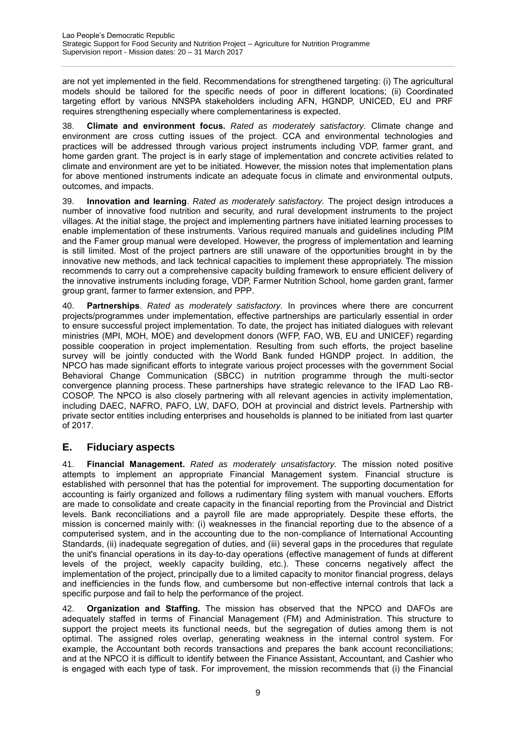are not yet implemented in the field. Recommendations for strengthened targeting: (i) The agricultural models should be tailored for the specific needs of poor in different locations; (ii) Coordinated targeting effort by various NNSPA stakeholders including AFN, HGNDP, UNICED, EU and PRF requires strengthening especially where complementariness is expected.

38. **Climate and environment focus.** *Rated as moderately satisfactory.* Climate change and environment are cross cutting issues of the project. CCA and environmental technologies and practices will be addressed through various project instruments including VDP, farmer grant, and home garden grant. The project is in early stage of implementation and concrete activities related to climate and environment are yet to be initiated. However, the mission notes that implementation plans for above mentioned instruments indicate an adequate focus in climate and environmental outputs, outcomes, and impacts.

39. **Innovation and learning**. *Rated as moderately satisfactory.* The project design introduces a number of innovative food nutrition and security, and rural development instruments to the project villages. At the initial stage, the project and implementing partners have initiated learning processes to enable implementation of these instruments. Various required manuals and guidelines including PIM and the Famer group manual were developed. However, the progress of implementation and learning is still limited. Most of the project partners are still unaware of the opportunities brought in by the innovative new methods, and lack technical capacities to implement these appropriately. The mission recommends to carry out a comprehensive capacity building framework to ensure efficient delivery of the innovative instruments including forage, VDP, Farmer Nutrition School, home garden grant, farmer group grant, farmer to farmer extension, and PPP.

40. **Partnerships**. *Rated as moderately satisfactory.* In provinces where there are concurrent projects/programmes under implementation, effective partnerships are particularly essential in order to ensure successful project implementation. To date, the project has initiated dialogues with relevant ministries (MPI, MOH, MOE) and development donors (WFP, FAO, WB, EU and UNICEF) regarding possible cooperation in project implementation. Resulting from such efforts, the project baseline survey will be jointly conducted with the World Bank funded HGNDP project. In addition, the NPCO has made significant efforts to integrate various project processes with the government Social Behavioral Change Communication (SBCC) in nutrition programme through the multi-sector convergence planning process. These partnerships have strategic relevance to the IFAD Lao RB-COSOP. The NPCO is also closely partnering with all relevant agencies in activity implementation, including DAEC, NAFRO, PAFO, LW, DAFO, DOH at provincial and district levels. Partnership with private sector entities including enterprises and households is planned to be initiated from last quarter of 2017.

## E. Fiduciary aspects

41. **Financial Management.** *Rated as moderately unsatisfactory.* The mission noted positive attempts to implement an appropriate Financial Management system. Financial structure is established with personnel that has the potential for improvement. The supporting documentation for accounting is fairly organized and follows a rudimentary filing system with manual vouchers. Efforts are made to consolidate and create capacity in the financial reporting from the Provincial and District levels. Bank reconciliations and a payroll file are made appropriately. Despite these efforts, the mission is concerned mainly with: (i) weaknesses in the financial reporting due to the absence of a computerised system, and in the accounting due to the non-compliance of International Accounting Standards, (ii) inadequate segregation of duties, and (iii) several gaps in the procedures that regulate the unit's financial operations in its day-to-day operations (effective management of funds at different levels of the project, weekly capacity building, etc.). These concerns negatively affect the implementation of the project, principally due to a limited capacity to monitor financial progress, delays and inefficiencies in the funds flow, and cumbersome but non-effective internal controls that lack a specific purpose and fail to help the performance of the project.

42. **Organization and Staffing.** The mission has observed that the NPCO and DAFOs are adequately staffed in terms of Financial Management (FM) and Administration. This structure to support the project meets its functional needs, but the segregation of duties among them is not optimal. The assigned roles overlap, generating weakness in the internal control system. For example, the Accountant both records transactions and prepares the bank account reconciliations; and at the NPCO it is difficult to identify between the Finance Assistant, Accountant, and Cashier who is engaged with each type of task. For improvement, the mission recommends that (i) the Financial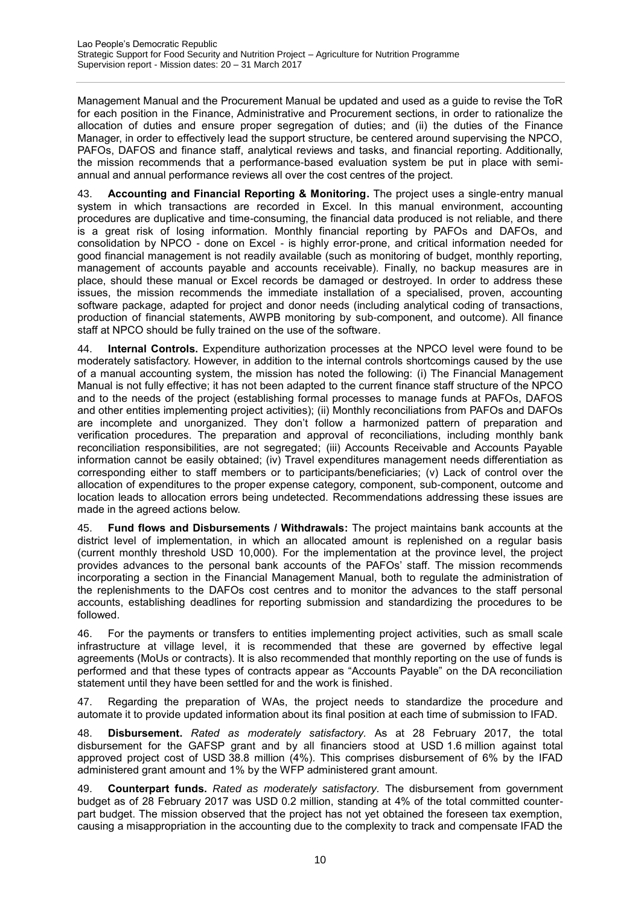Management Manual and the Procurement Manual be updated and used as a guide to revise the ToR for each position in the Finance, Administrative and Procurement sections, in order to rationalize the allocation of duties and ensure proper segregation of duties; and (ii) the duties of the Finance Manager, in order to effectively lead the support structure, be centered around supervising the NPCO, PAFOs, DAFOS and finance staff, analytical reviews and tasks, and financial reporting. Additionally, the mission recommends that a performance-based evaluation system be put in place with semi-annual and annual performance reviews all over the cost centres of the project.

43. **Accounting and Financial Reporting & Monitoring.** The project uses a single-entry manual system in which transactions are recorded in Excel. In this manual environment, accounting procedures are duplicative and time-consuming, the financial data produced is not reliable, and there is a great risk of losing information. Monthly financial reporting by PAFOs and DAFOs, and consolidation by NPCO - done on Excel - is highly error-prone, and critical information needed for good financial management is not readily available (such as monitoring of budget, monthly reporting, management of accounts payable and accounts receivable). Finally, no backup measures are in place, should these manual or Excel records be damaged or destroyed. In order to address these issues, the mission recommends the immediate installation of a specialised, proven, accounting software package, adapted for project and donor needs (including analytical coding of transactions, production of financial statements, AWPB monitoring by sub-component, and outcome). All finance staff at NPCO should be fully trained on the use of the software.

44. **Internal Controls.** Expenditure authorization processes at the NPCO level were found to be moderately satisfactory. However, in addition to the internal controls shortcomings caused by the use of a manual accounting system, the mission has noted the following: (i) The Financial Management Manual is not fully effective; it has not been adapted to the current finance staff structure of the NPCO and to the needs of the project (establishing formal processes to manage funds at PAFOs, DAFOS and other entities implementing project activities); (ii) Monthly reconciliations from PAFOs and DAFOs are incomplete and unorganized. They don't follow a harmonized pattern of preparation and verification procedures. The preparation and approval of reconciliations, including monthly bank reconciliation responsibilities, are not segregated; (iii) Accounts Receivable and Accounts Payable information cannot be easily obtained; (iv) Travel expenditures management needs differentiation as corresponding either to staff members or to participants/beneficiaries; (v) Lack of control over the allocation of expenditures to the proper expense category, component, sub-component, outcome and location leads to allocation errors being undetected. Recommendations addressing these issues are made in the agreed actions below.

45. **Fund flows and Disbursements / Withdrawals:** The project maintains bank accounts at the district level of implementation, in which an allocated amount is replenished on a regular basis (current monthly threshold USD 10,000). For the implementation at the province level, the project provides advances to the personal bank accounts of the PAFOs' staff. The mission recommends incorporating a section in the Financial Management Manual, both to regulate the administration of the replenishments to the DAFOs cost centres and to monitor the advances to the staff personal accounts, establishing deadlines for reporting submission and standardizing the procedures to be followed.

46. For the payments or transfers to entities implementing project activities, such as small scale infrastructure at village level, it is recommended that these are governed by effective legal agreements (MoUs or contracts). It is also recommended that monthly reporting on the use of funds is performed and that these types of contracts appear as "Accounts Payable" on the DA reconciliation statement until they have been settled for and the work is finished.

47. Regarding the preparation of WAs, the project needs to standardize the procedure and automate it to provide updated information about its final position at each time of submission to IFAD.

48. **Disbursement.** *Rated as moderately satisfactory.* As at 28 February 2017, the total disbursement for the GAFSP grant and by all financiers stood at USD 1.6 million against total approved project cost of USD 38.8 million (4%). This comprises disbursement of 6% by the IFAD administered grant amount and 1% by the WFP administered grant amount.

49. **Counterpart funds.** *Rated as moderately satisfactory.* The disbursement from government budget as of 28 February 2017 was USD 0.2 million, standing at 4% of the total committed counter-part budget. The mission observed that the project has not yet obtained the foreseen tax exemption, causing a misappropriation in the accounting due to the complexity to track and compensate IFAD the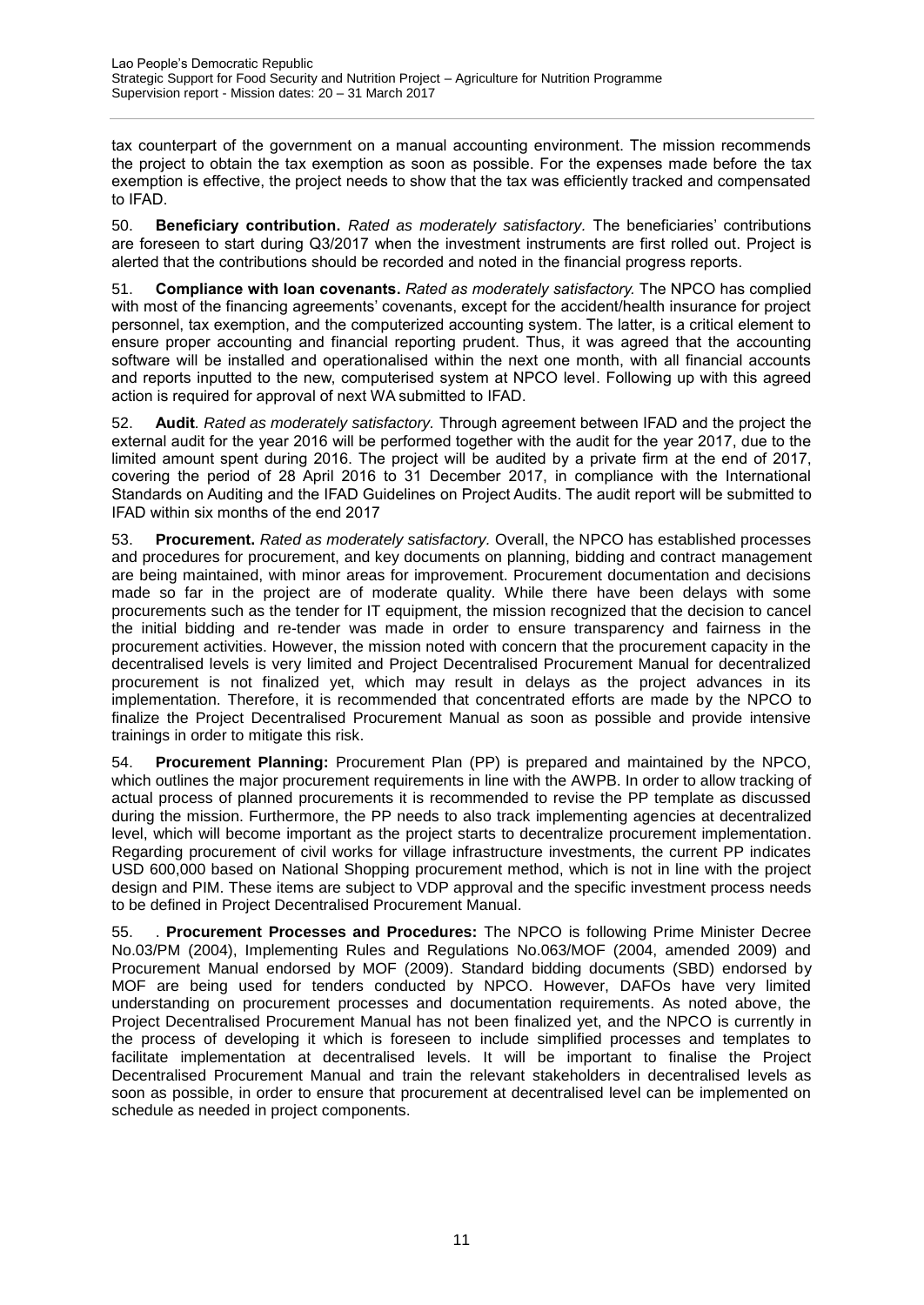tax counterpart of the government on a manual accounting environment. The mission recommends the project to obtain the tax exemption as soon as possible. For the expenses made before the tax exemption is effective, the project needs to show that the tax was efficiently tracked and compensated to IFAD.

50. **Beneficiary contribution.** *Rated as moderately satisfactory.* The beneficiaries' contributions are foreseen to start during Q3/2017 when the investment instruments are first rolled out. Project is alerted that the contributions should be recorded and noted in the financial progress reports.

51. **Compliance with loan covenants.** *Rated as moderately satisfactory.* The NPCO has complied with most of the financing agreements' covenants, except for the accident/health insurance for project personnel, tax exemption, and the computerized accounting system. The latter, is a critical element to ensure proper accounting and financial reporting prudent. Thus, it was agreed that the accounting software will be installed and operationalised within the next one month, with all financial accounts and reports inputted to the new, computerised system at NPCO level. Following up with this agreed action is required for approval of next WA submitted to IFAD.

52. **Audit**. *Rated as moderately satisfactory.* Through agreement between IFAD and the project the external audit for the year 2016 will be performed together with the audit for the year 2017, due to the limited amount spent during 2016. The project will be audited by a private firm at the end of 2017, covering the period of 28 April 2016 to 31 December 2017, in compliance with the International Standards on Auditing and the IFAD Guidelines on Project Audits. The audit report will be submitted to IFAD within six months of the end 2017

53. **Procurement.** *Rated as moderately satisfactory.* Overall, the NPCO has established processes and procedures for procurement, and key documents on planning, bidding and contract management are being maintained, with minor areas for improvement. Procurement documentation and decisions made so far in the project are of moderate quality. While there have been delays with some procurements such as the tender for IT equipment, the mission recognized that the decision to cancel the initial bidding and re-tender was made in order to ensure transparency and fairness in the procurement activities. However, the mission noted with concern that the procurement capacity in the decentralised levels is very limited and Project Decentralised Procurement Manual for decentralized procurement is not finalized yet, which may result in delays as the project advances in its implementation. Therefore, it is recommended that concentrated efforts are made by the NPCO to finalize the Project Decentralised Procurement Manual as soon as possible and provide intensive trainings in order to mitigate this risk.

54. **Procurement Planning:** Procurement Plan (PP) is prepared and maintained by the NPCO, which outlines the major procurement requirements in line with the AWPB. In order to allow tracking of actual process of planned procurements it is recommended to revise the PP template as discussed during the mission. Furthermore, the PP needs to also track implementing agencies at decentralized level, which will become important as the project starts to decentralize procurement implementation. Regarding procurement of civil works for village infrastructure investments, the current PP indicates USD 600,000 based on National Shopping procurement method, which is not in line with the project design and PIM. These items are subject to VDP approval and the specific investment process needs to be defined in Project Decentralised Procurement Manual.

55. . **Procurement Processes and Procedures:** The NPCO is following Prime Minister Decree No.03/PM (2004), Implementing Rules and Regulations No.063/MOF (2004, amended 2009) and Procurement Manual endorsed by MOF (2009). Standard bidding documents (SBD) endorsed by MOF are being used for tenders conducted by NPCO. However, DAFOs have very limited understanding on procurement processes and documentation requirements. As noted above, the Project Decentralised Procurement Manual has not been finalized yet, and the NPCO is currently in the process of developing it which is foreseen to include simplified processes and templates to facilitate implementation at decentralised levels. It will be important to finalise the Project Decentralised Procurement Manual and train the relevant stakeholders in decentralised levels as soon as possible, in order to ensure that procurement at decentralised level can be implemented on schedule as needed in project components.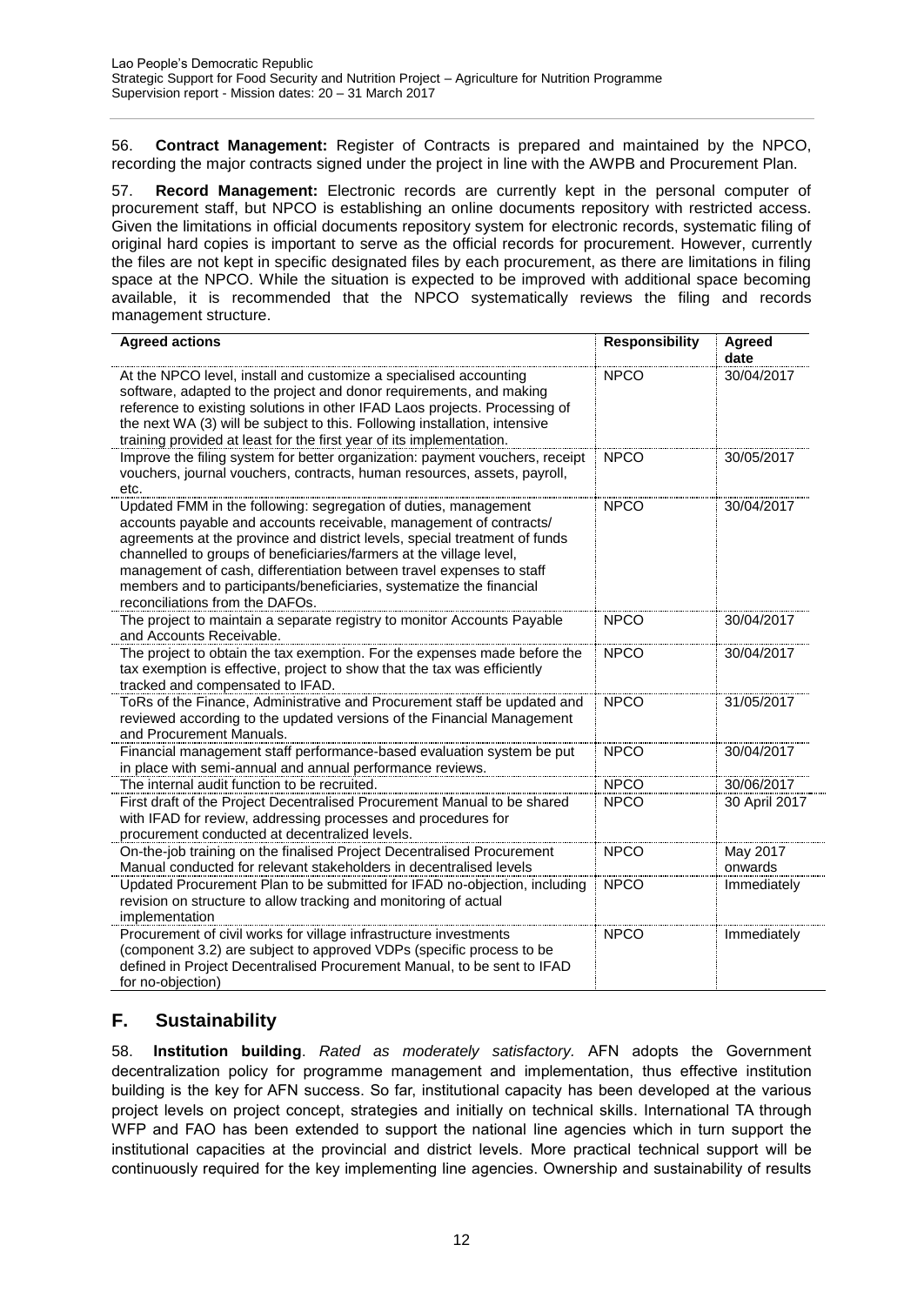56. **Contract Management:** Register of Contracts is prepared and maintained by the NPCO, recording the major contracts signed under the project in line with the AWPB and Procurement Plan.

57. **Record Management:** Electronic records are currently kept in the personal computer of procurement staff, but NPCO is establishing an online documents repository with restricted access. Given the limitations in official documents repository system for electronic records, systematic filing of original hard copies is important to serve as the official records for procurement. However, currently the files are not kept in specific designated files by each procurement, as there are limitations in filing space at the NPCO. While the situation is expected to be improved with additional space becoming available, it is recommended that the NPCO systematically reviews the filing and records management structure.

| Agreed actions | Responsibility | Agreed date |
|---|---|---|
| At the NPCO level, install and customize a specialised accounting software, adapted to the project and donor requirements, and making reference to existing solutions in other IFAD Laos projects. Processing of the next WA (3) will be subject to this. Following installation, intensive training provided at least for the first year of its implementation. | NPCO | 30/04/2017 |
| Improve the filing system for better organization: payment vouchers, receipt vouchers, journal vouchers, contracts, human resources, assets, payroll, etc. | NPCO | 30/05/2017 |
| Updated FMM in the following: segregation of duties, management accounts payable and accounts receivable, management of contracts/ agreements at the province and district levels, special treatment of funds channelled to groups of beneficiaries/farmers at the village level, management of cash, differentiation between travel expenses to staff members and to participants/beneficiaries, systematize the financial reconciliations from the DAFOs. | NPCO | 30/04/2017 |
| The project to maintain a separate registry to monitor Accounts Payable and Accounts Receivable. | NPCO | 30/04/2017 |
| The project to obtain the tax exemption. For the expenses made before the tax exemption is effective, project to show that the tax was efficiently tracked and compensated to IFAD. | NPCO | 30/04/2017 |
| ToRs of the Finance, Administrative and Procurement staff be updated and reviewed according to the updated versions of the Financial Management and Procurement Manuals. | NPCO | 31/05/2017 |
| Financial management staff performance-based evaluation system be put in place with semi-annual and annual performance reviews. | NPCO | 30/04/2017 |
| The internal audit function to be recruited. | NPCO | 30/06/2017 |
| First draft of the Project Decentralised Procurement Manual to be shared with IFAD for review, addressing processes and procedures for procurement conducted at decentralized levels. | NPCO | 30 April 2017 |
| On-the-job training on the finalised Project Decentralised Procurement Manual conducted for relevant stakeholders in decentralised levels | NPCO | May 2017 onwards |
| Updated Procurement Plan to be submitted for IFAD no-objection, including revision on structure to allow tracking and monitoring of actual implementation | NPCO | Immediately |
| Procurement of civil works for village infrastructure investments (component 3.2) are subject to approved VDPs (specific process to be defined in Project Decentralised Procurement Manual, to be sent to IFAD for no-objection) | NPCO | Immediately |

## F. Sustainability

58. **Institution building**. *Rated as moderately satisfactory*. AFN adopts the Government decentralization policy for programme management and implementation, thus effective institution building is the key for AFN success. So far, institutional capacity has been developed at the various project levels on project concept, strategies and initially on technical skills. International TA through WFP and FAO has been extended to support the national line agencies which in turn support the institutional capacities at the provincial and district levels. More practical technical support will be continuously required for the key implementing line agencies. Ownership and sustainability of results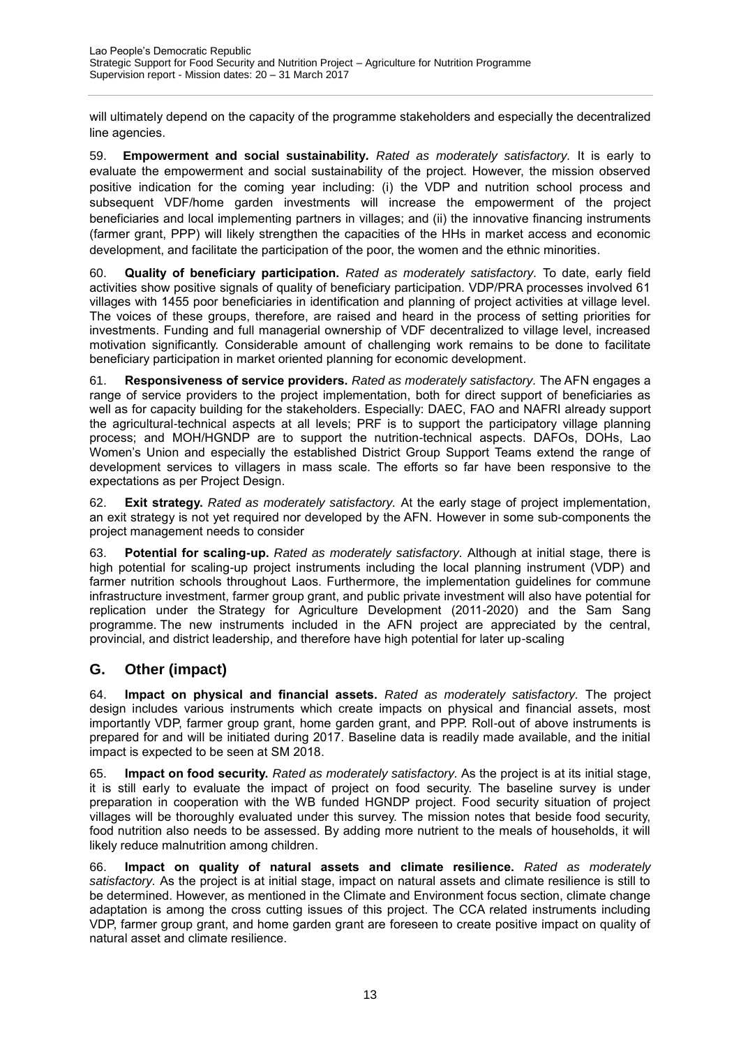will ultimately depend on the capacity of the programme stakeholders and especially the decentralized line agencies.

59. **Empowerment and social sustainability.** *Rated as moderately satisfactory.* It is early to evaluate the empowerment and social sustainability of the project. However, the mission observed positive indication for the coming year including: (i) the VDP and nutrition school process and subsequent VDF/home garden investments will increase the empowerment of the project beneficiaries and local implementing partners in villages; and (ii) the innovative financing instruments (farmer grant, PPP) will likely strengthen the capacities of the HHs in market access and economic development, and facilitate the participation of the poor, the women and the ethnic minorities.

60. **Quality of beneficiary participation.** *Rated as moderately satisfactory.* To date, early field activities show positive signals of quality of beneficiary participation. VDP/PRA processes involved 61 villages with 1455 poor beneficiaries in identification and planning of project activities at village level. The voices of these groups, therefore, are raised and heard in the process of setting priorities for investments. Funding and full managerial ownership of VDF decentralized to village level, increased motivation significantly. Considerable amount of challenging work remains to be done to facilitate beneficiary participation in market oriented planning for economic development.

61. **Responsiveness of service providers.** *Rated as moderately satisfactory.* The AFN engages a range of service providers to the project implementation, both for direct support of beneficiaries as well as for capacity building for the stakeholders. Especially: DAEC, FAO and NAFRI already support the agricultural-technical aspects at all levels; PRF is to support the participatory village planning process; and MOH/HGNDP are to support the nutrition-technical aspects. DAFOs, DOHs, Lao Women's Union and especially the established District Group Support Teams extend the range of development services to villagers in mass scale. The efforts so far have been responsive to the expectations as per Project Design.

62. **Exit strategy.** *Rated as moderately satisfactory.* At the early stage of project implementation, an exit strategy is not yet required nor developed by the AFN. However in some sub-components the project management needs to consider

63. **Potential for scaling-up.** *Rated as moderately satisfactory.* Although at initial stage, there is high potential for scaling-up project instruments including the local planning instrument (VDP) and farmer nutrition schools throughout Laos. Furthermore, the implementation guidelines for commune infrastructure investment, farmer group grant, and public private investment will also have potential for replication under the Strategy for Agriculture Development (2011-2020) and the Sam Sang programme. The new instruments included in the AFN project are appreciated by the central, provincial, and district leadership, and therefore have high potential for later up-scaling

## G. Other (impact)

64. **Impact on physical and financial assets.** *Rated as moderately satisfactory.* The project design includes various instruments which create impacts on physical and financial assets, most importantly VDP, farmer group grant, home garden grant, and PPP. Roll-out of above instruments is prepared for and will be initiated during 2017. Baseline data is readily made available, and the initial impact is expected to be seen at SM 2018.

65. **Impact on food security.** *Rated as moderately satisfactory.* As the project is at its initial stage, it is still early to evaluate the impact of project on food security. The baseline survey is under preparation in cooperation with the WB funded HGNDP project. Food security situation of project villages will be thoroughly evaluated under this survey. The mission notes that beside food security, food nutrition also needs to be assessed. By adding more nutrient to the meals of households, it will likely reduce malnutrition among children.

66. **Impact on quality of natural assets and climate resilience.** *Rated as moderately satisfactory.* As the project is at initial stage, impact on natural assets and climate resilience is still to be determined. However, as mentioned in the Climate and Environment focus section, climate change adaptation is among the cross cutting issues of this project. The CCA related instruments including VDP, farmer group grant, and home garden grant are foreseen to create positive impact on quality of natural asset and climate resilience.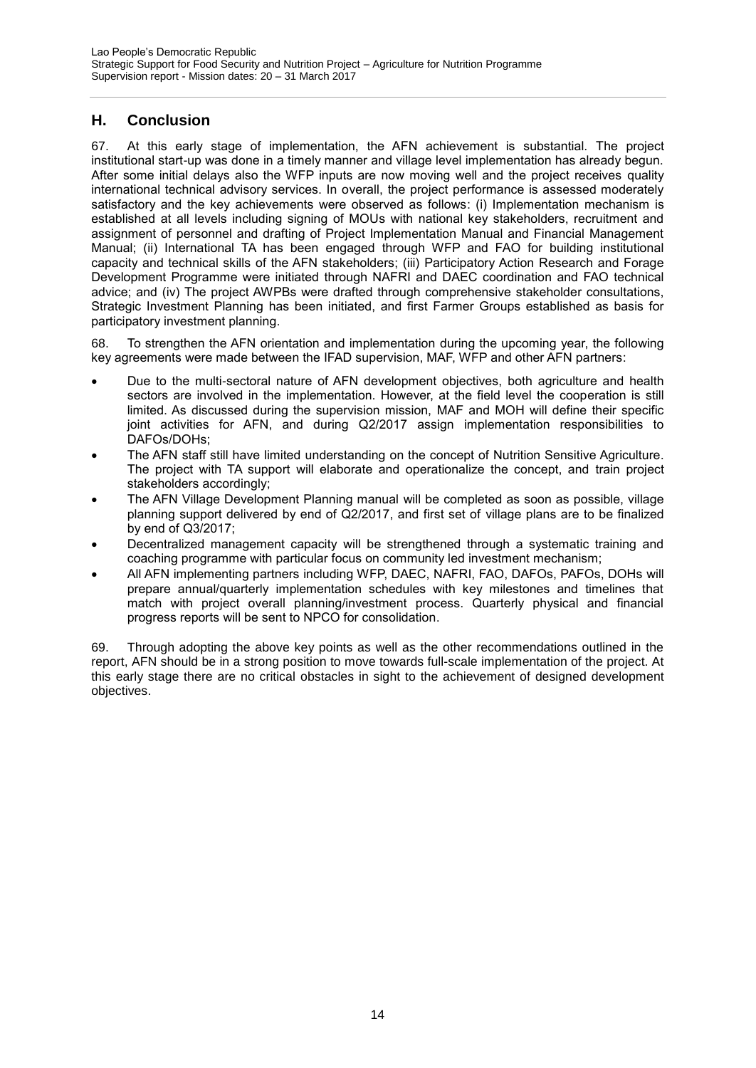## H. Conclusion

67. At this early stage of implementation, the AFN achievement is substantial. The project institutional start-up was done in a timely manner and village level implementation has already begun. After some initial delays also the WFP inputs are now moving well and the project receives quality international technical advisory services. In overall, the project performance is assessed moderately satisfactory and the key achievements were observed as follows: (i) Implementation mechanism is established at all levels including signing of MOUs with national key stakeholders, recruitment and assignment of personnel and drafting of Project Implementation Manual and Financial Management Manual; (ii) International TA has been engaged through WFP and FAO for building institutional capacity and technical skills of the AFN stakeholders; (iii) Participatory Action Research and Forage Development Programme were initiated through NAFRI and DAEC coordination and FAO technical advice; and (iv) The project AWPBs were drafted through comprehensive stakeholder consultations, Strategic Investment Planning has been initiated, and first Farmer Groups established as basis for participatory investment planning.

68. To strengthen the AFN orientation and implementation during the upcoming year, the following key agreements were made between the IFAD supervision, MAF, WFP and other AFN partners:

- Due to the multi-sectoral nature of AFN development objectives, both agriculture and health sectors are involved in the implementation. However, at the field level the cooperation is still limited. As discussed during the supervision mission, MAF and MOH will define their specific joint activities for AFN, and during Q2/2017 assign implementation responsibilities to DAFOs/DOHs;
- The AFN staff still have limited understanding on the concept of Nutrition Sensitive Agriculture. The project with TA support will elaborate and operationalize the concept, and train project stakeholders accordingly;
- The AFN Village Development Planning manual will be completed as soon as possible, village planning support delivered by end of Q2/2017, and first set of village plans are to be finalized by end of Q3/2017;
- Decentralized management capacity will be strengthened through a systematic training and coaching programme with particular focus on community led investment mechanism;
- All AFN implementing partners including WFP, DAEC, NAFRI, FAO, DAFOs, PAFOs, DOHs will prepare annual/quarterly implementation schedules with key milestones and timelines that match with project overall planning/investment process. Quarterly physical and financial progress reports will be sent to NPCO for consolidation.

69. Through adopting the above key points as well as the other recommendations outlined in the report, AFN should be in a strong position to move towards full-scale implementation of the project. At this early stage there are no critical obstacles in sight to the achievement of designed development objectives.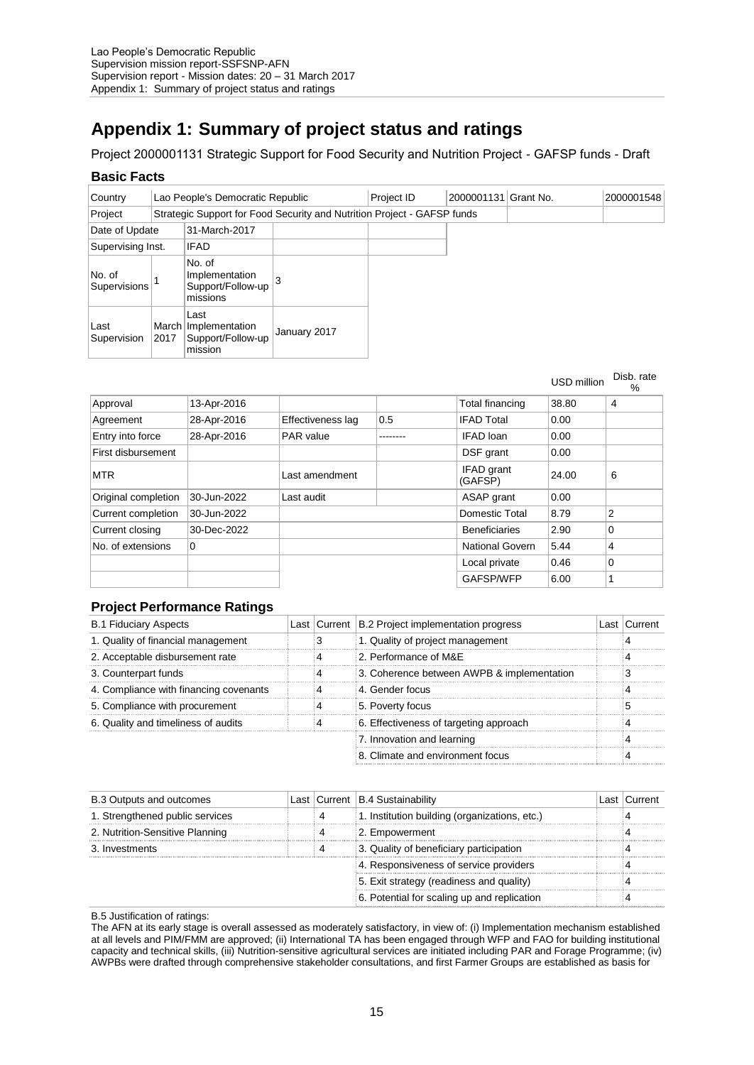# Appendix 1: Summary of project status and ratings

Project 2000001131 Strategic Support for Food Security and Nutrition Project - GAFSP funds - Draft

### Basic Facts

| Country | Lao People's Democratic Republic | | | Project ID | 2000001131 | Grant No. | 2000001548 |
|---|---|---|---|---|---|---|---|
| Project | Strategic Support for Food Security and Nutrition Project - GAFSP funds | | | | | | |
| Date of Update | | 31-March-2017 | | | | | |
| Supervising Inst. | | IFAD | | | | | |
| No. of Supervisions | 1 | No. of Implementation Support/Follow-up missions | 3 | | | | |
| Last Supervision | March 2017 | Last Implementation Support/Follow-up mission | January 2017 | | | | |

| | | | | | USD million | Disb. rate % |
|---|---|---|---|---|---|---|
| Approval | 13-Apr-2016 | | | Total financing | 38.80 | 4 |
| Agreement | 28-Apr-2016 | Effectiveness lag | 0.5 | IFAD Total | 0.00 | |
| Entry into force | 28-Apr-2016 | PAR value | -------- | IFAD loan | 0.00 | |
| First disbursement | | | | DSF grant | 0.00 | |
| MTR | | Last amendment | | IFAD grant (GAFSP) | 24.00 | 6 |
| Original completion | 30-Jun-2022 | Last audit | | ASAP grant | 0.00 | |
| Current completion | 30-Jun-2022 | | | Domestic Total | 8.79 | 2 |
| Current closing | 30-Dec-2022 | | | Beneficiaries | 2.90 | 0 |
| No. of extensions | 0 | | | National Govern | 5.44 | 4 |
| | | | | Local private | 0.46 | 0 |
| | | | | GAFSP/WFP | 6.00 | 1 |

### Project Performance Ratings

| B.1 Fiduciary Aspects | Last | Current | B.2 Project implementation progress | Last | Current |
|---|---|---|---|---|---|
| 1. Quality of financial management | | 3 | 1. Quality of project management | | 4 |
| 2. Acceptable disbursement rate | | 4 | 2. Performance of M&E | | 4 |
| 3. Counterpart funds | | 4 | 3. Coherence between AWPB & implementation | | 3 |
| 4. Compliance with financing covenants | | 4 | 4. Gender focus | | 4 |
| 5. Compliance with procurement | | 4 | 5. Poverty focus | | 5 |
| 6. Quality and timeliness of audits | | 4 | 6. Effectiveness of targeting approach | | 4 |
| | | | 7. Innovation and learning | | 4 |
| | | | 8. Climate and environment focus | | 4 |

| B.3 Outputs and outcomes | Last | Current | B.4 Sustainability | Last | Current |
|---|---|---|---|---|---|
| 1. Strengthened public services | | 4 | 1. Institution building (organizations, etc.) | | 4 |
| 2. Nutrition-Sensitive Planning | | 4 | 2. Empowerment | | 4 |
| 3. Investments | | 4 | 3. Quality of beneficiary participation | | 4 |
| | | | 4. Responsiveness of service providers | | 4 |
| | | | 5. Exit strategy (readiness and quality) | | 4 |
| | | | 6. Potential for scaling up and replication | | 4 |

B.5 Justification of ratings:

The AFN at its early stage is overall assessed as moderately satisfactory, in view of: (i) Implementation mechanism established at all levels and PIM/FMM are approved; (ii) International TA has been engaged through WFP and FAO for building institutional capacity and technical skills, (iii) Nutrition-sensitive agricultural services are initiated including PAR and Forage Programme; (iv) AWPBs were drafted through comprehensive stakeholder consultations, and first Farmer Groups are established as basis for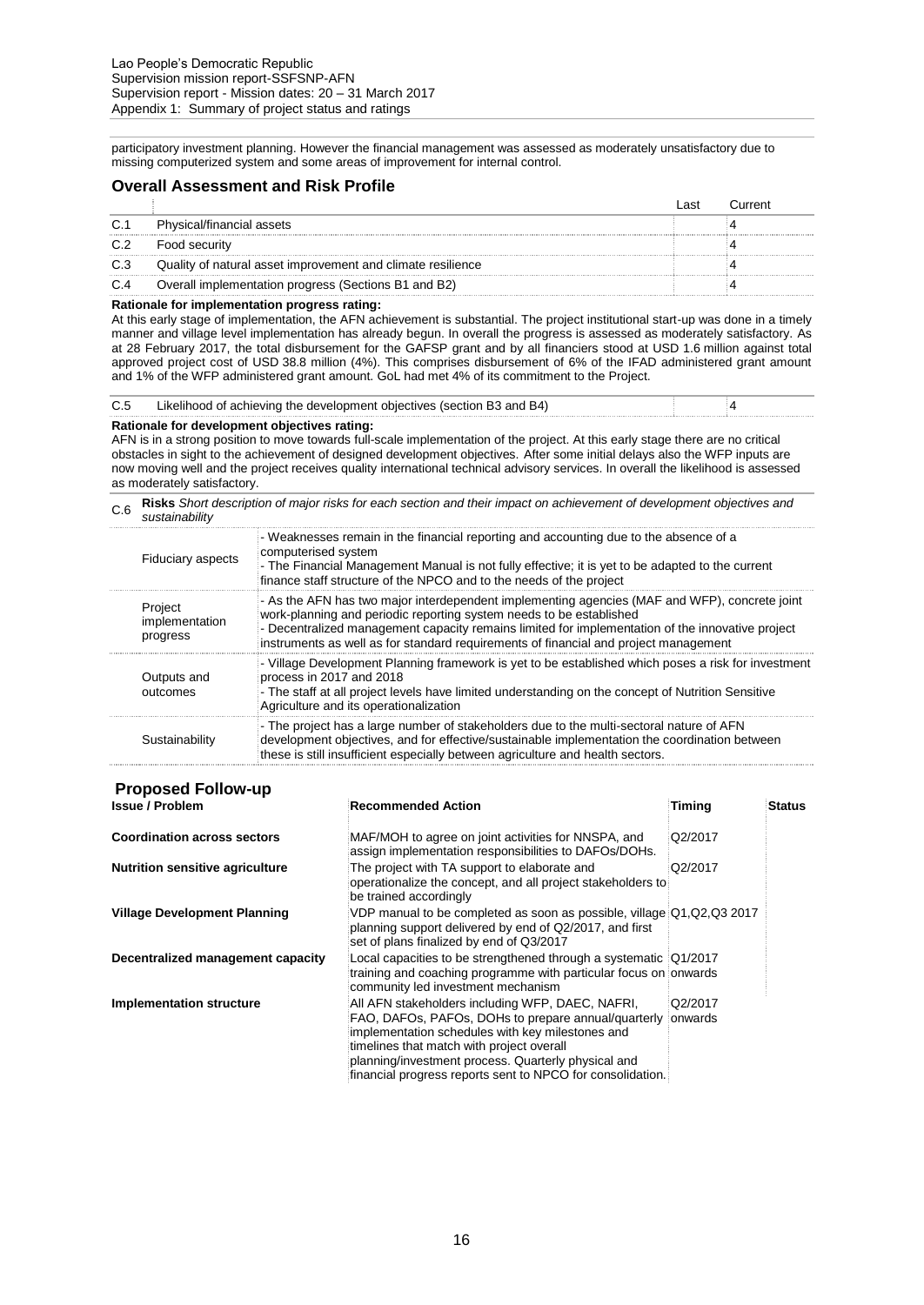participatory investment planning. However the financial management was assessed as moderately unsatisfactory due to missing computerized system and some areas of improvement for internal control.

## Overall Assessment and Risk Profile

| | | Last | Current |
|---|---|---|---|
| C.1 | Physical/financial assets | | 4 |
| C.2 | Food security | | 4 |
| C.3 | Quality of natural asset improvement and climate resilience | | 4 |
| C.4 | Overall implementation progress (Sections B1 and B2) | | 4 |

**Rationale for implementation progress rating:**

At this early stage of implementation, the AFN achievement is substantial. The project institutional start-up was done in a timely manner and village level implementation has already begun. In overall the progress is assessed as moderately satisfactory. As at 28 February 2017, the total disbursement for the GAFSP grant and by all financiers stood at USD 1.6 million against total approved project cost of USD 38.8 million (4%). This comprises disbursement of 6% of the IFAD administered grant amount and 1% of the WFP administered grant amount. GoL had met 4% of its commitment to the Project.

| | | | |
|---|---|---|---|
| C.5 | Likelihood of achieving the development objectives (section B3 and B4) | | 4 |

**Rationale for development objectives rating:**

AFN is in a strong position to move towards full-scale implementation of the project. At this early stage there are no critical obstacles in sight to the achievement of designed development objectives. After some initial delays also the WFP inputs are now moving well and the project receives quality international technical advisory services. In overall the likelihood is assessed as moderately satisfactory.

C.6 **Risks** *Short description of major risks for each section and their impact on achievement of development objectives and sustainability*

| | |
|---|---|
| Fiduciary aspects | - Weaknesses remain in the financial reporting and accounting due to the absence of a computerised system<br>- The Financial Management Manual is not fully effective; it is yet to be adapted to the current finance staff structure of the NPCO and to the needs of the project |
| Project implementation progress | - As the AFN has two major interdependent implementing agencies (MAF and WFP), concrete joint work-planning and periodic reporting system needs to be established<br>- Decentralized management capacity remains limited for implementation of the innovative project instruments as well as for standard requirements of financial and project management |
| Outputs and outcomes | - Village Development Planning framework is yet to be established which poses a risk for investment process in 2017 and 2018<br>- The staff at all project levels have limited understanding on the concept of Nutrition Sensitive Agriculture and its operationalization |
| Sustainability | - The project has a large number of stakeholders due to the multi-sectoral nature of AFN development objectives, and for effective/sustainable implementation the coordination between these is still insufficient especially between agriculture and health sectors. |

## Proposed Follow-up

| Issue / Problem | Recommended Action | Timing | Status |
|---|---|---|---|
| **Coordination across sectors** | MAF/MOH to agree on joint activities for NNSPA, and assign implementation responsibilities to DAFOs/DOHs. | Q2/2017 | |
| **Nutrition sensitive agriculture** | The project with TA support to elaborate and operationalize the concept, and all project stakeholders to be trained accordingly | Q2/2017 | |
| **Village Development Planning** | VDP manual to be completed as soon as possible, village planning support delivered by end of Q2/2017, and first set of plans finalized by end of Q3/2017 | Q1,Q2,Q3 2017 | |
| **Decentralized management capacity** | Local capacities to be strengthened through a systematic training and coaching programme with particular focus on community led investment mechanism | Q1/2017 onwards | |
| **Implementation structure** | All AFN stakeholders including WFP, DAEC, NAFRI, FAO, DAFOs, PAFOs, DOHs to prepare annual/quarterly implementation schedules with key milestones and timelines that match with project overall planning/investment process. Quarterly physical and financial progress reports sent to NPCO for consolidation. | Q2/2017 onwards | |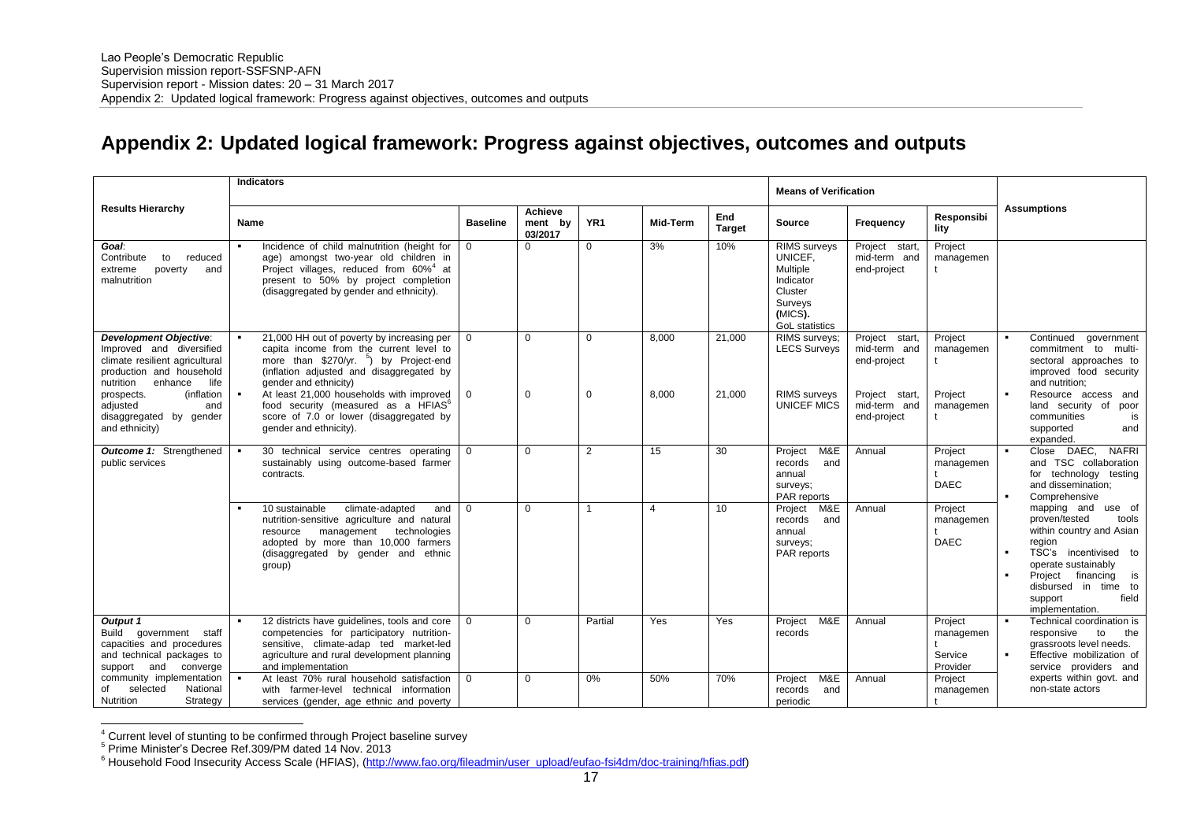Lao People's Democratic Republic
Supervision mission report-SSFSNP-AFN
Supervision report - Mission dates: 20 – 31 March 2017
Appendix 2: Updated logical framework: Progress against objectives, outcomes and outputs

# Appendix 2: Updated logical framework: Progress against objectives, outcomes and outputs

| Results Hierarchy | Indicators | | | | | | Means of Verification | | | Assumptions |
|---|---|---|---|---|---|---|---|---|---|---|
| | Name | Baseline | Achievement by 03/2017 | YR1 | Mid-Term | End Target | Source | Frequency | Responsibility | |
| ***Goal***: Contribute to reduced extreme poverty and malnutrition | ▪ Incidence of child malnutrition (height for age) amongst two-year old children in Project villages, reduced from 60%[4] at present to 50% by project completion (disaggregated by gender and ethnicity). | 0 | 0 | 0 | 3% | 10% | RIMS surveys UNICEF, Multiple Indicator Cluster Surveys (MICS). GoL statistics | Project start, mid-term and end-project | Project management | |
| ***Development Objective***: Improved and diversified climate resilient agricultural production and household nutrition enhance life prospects. (inflation adjusted and disaggregated by gender and ethnicity) | ▪ 21,000 HH out of poverty by increasing per capita income from the current level to more than $270/yr. [5]) by Project-end (inflation adjusted and disaggregated by gender and ethnicity) | 0 | 0 | 0 | 8,000 | 21,000 | RIMS surveys; LECS Surveys | Project start, mid-term and end-project | Project management | ▪ Continued government commitment to multi-sectoral approaches to improved food security and nutrition; ▪ Resource access and land security of poor communities is supported and expanded. |
| | ▪ At least 21,000 households with improved food security (measured as a HFIAS[6] score of 7.0 or lower (disaggregated by gender and ethnicity). | 0 | 0 | 0 | 8,000 | 21,000 | RIMS surveys UNICEF MICS | Project start, mid-term and end-project | Project management | |
| ***Outcome 1:*** Strengthened public services | ▪ 30 technical service centres operating sustainably using outcome-based farmer contracts. | 0 | 0 | 2 | 15 | 30 | Project M&E records and annual surveys; PAR reports | Annual | Project management DAEC | ▪ Close DAEC, NAFRI and TSC collaboration for technology testing and dissemination; ▪ Comprehensive mapping and use of proven/tested tools within country and Asian region ▪ TSC's incentivised to operate sustainably ▪ Project financing is disbursed in time to support field implementation. |
| | ▪ 10 sustainable climate-adapted and nutrition-sensitive agriculture and natural resource management technologies adopted by more than 10,000 farmers (disaggregated by gender and ethnic group) | 0 | 0 | 1 | 4 | 10 | Project M&E records and annual surveys; PAR reports | Annual | Project management DAEC | |
| ***Output 1*** Build government staff capacities and procedures and technical packages to support and converge community implementation of selected National Nutrition Strategy | ▪ 12 districts have guidelines, tools and core competencies for participatory nutrition-sensitive, climate-adap ted market-led agriculture and rural development planning and implementation | 0 | 0 | Partial | Yes | Yes | Project M&E records | Annual | Project management Service Provider | ▪ Technical coordination is responsive to the grassroots level needs. ▪ Effective mobilization of service providers and experts within govt. and non-state actors |
| | ▪ At least 70% rural household satisfaction with farmer-level technical information services (gender, age ethnic and poverty | 0 | 0 | 0% | 50% | 70% | Project M&E records and periodic | Annual | Project management | |

[4] Current level of stunting to be confirmed through Project baseline survey
[5] Prime Minister's Decree Ref.309/PM dated 14 Nov. 2013
[6] Household Food Insecurity Access Scale (HFIAS), (http://www.fao.org/fileadmin/user_upload/eufao-fsi4dm/doc-training/hfias.pdf)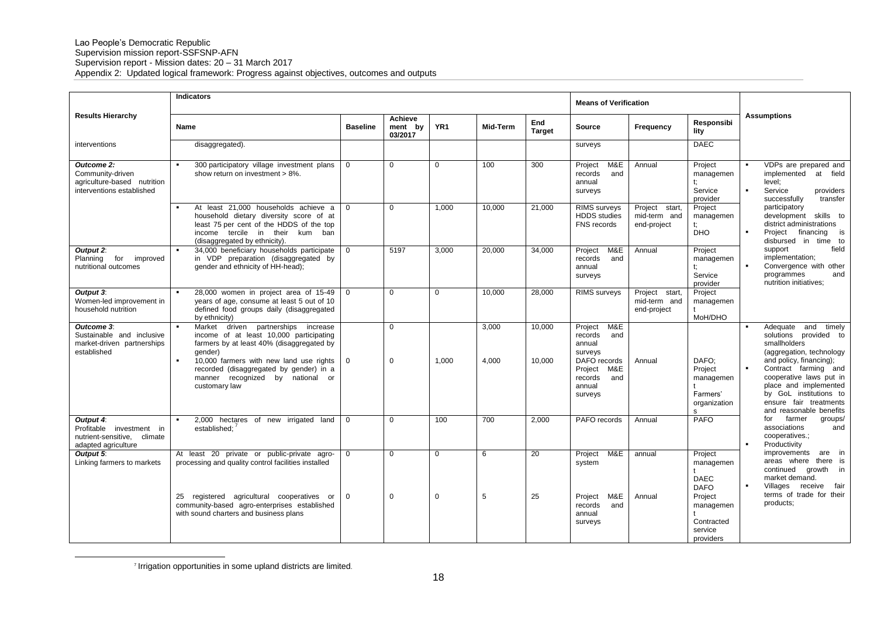| Results Hierarchy | Indicators | | | | | | Means of Verification | | | Assumptions |
|---|---|---|---|---|---|---|---|---|---|---|
| | Name | Baseline | Achievement by 03/2017 | YR1 | Mid-Term | End Target | Source | Frequency | Responsibility | |
| interventions | disaggregated). | | | | | | surveys | | DAEC | |
| *Outcome 2*: Community-driven agriculture-based nutrition interventions established | ▪ 300 participatory village investment plans show return on investment > 8%. | 0 | 0 | 0 | 100 | 300 | Project M&E records and annual surveys | Annual | Project management; Service provider | ▪ VDPs are prepared and implemented at field level; ▪ Service providers successfully transfer participatory development skills to district administrations ▪ Project financing is disbursed in time to support field implementation; ▪ Convergence with other programmes and nutrition initiatives; |
| | ▪ At least 21,000 households achieve a household dietary diversity score of at least 75 per cent of the HDDS of the top income tercile in their kum ban (disaggregated by ethnicity). | 0 | 0 | 1,000 | 10,000 | 21,000 | RIMS surveys HDDS studies FNS records | Project start, mid-term and end-project | Project management; DHO | |
| *Output 2*: Planning for improved nutritional outcomes | ▪ 34,000 beneficiary households participate in VDP preparation (disaggregated by gender and ethnicity of HH-head); | 0 | 5197 | 3,000 | 20,000 | 34,000 | Project M&E records and annual surveys | Annual | Project management; Service provider | |
| *Output 3*: Women-led improvement in household nutrition | ▪ 28,000 women in project area of 15-49 years of age, consume at least 5 out of 10 defined food groups daily (disaggregated by ethnicity) | 0 | 0 | 0 | 10,000 | 28,000 | RIMS surveys | Project start, mid-term and end-project | Project management MoH/DHO | |
| *Outcome 3*: Sustainable and inclusive market-driven partnerships established | ▪ Market driven partnerships increase income of at least 10,000 participating farmers by at least 40% (disaggregated by gender) | | 0 | | 3,000 | 10,000 | Project M&E records and annual surveys | | | ▪ Adequate and timely solutions provided to smallholders (aggregation, technology and policy, financing); ▪ Contract farming and cooperative laws put in place and implemented by GoL institutions to ensure fair treatments and reasonable benefits for farmer groups/ associations and cooperatives.; ▪ Productivity improvements are in areas where there is continued growth in market demand. ▪ Villages receive fair terms of trade for their products; |
| | ▪ 10,000 farmers with new land use rights recorded (disaggregated by gender) in a manner recognized by national or customary law | 0 | 0 | 1,000 | 4,000 | 10,000 | DAFO records Project M&E records and annual surveys | Annual | DAFO; Project management Farmers' organizations | |
| *Output 4*: Profitable investment in nutrient-sensitive, climate adapted agriculture | ▪ 2,000 hectares of new irrigated land established; [7] | 0 | 0 | 100 | 700 | 2,000 | PAFO records | Annual | PAFO | |
| *Output 5*: Linking farmers to markets | At least 20 private or public-private agro-processing and quality control facilities installed | 0 | 0 | 0 | 6 | 20 | Project M&E system | annual | Project management DAEC DAFO | |
| | 25 registered agricultural cooperatives or community-based agro-enterprises established with sound charters and business plans | 0 | 0 | 0 | 5 | 25 | Project M&E records and annual surveys | Annual | Project management Contracted service providers | |

[7] Irrigation opportunities in some upland districts are limited.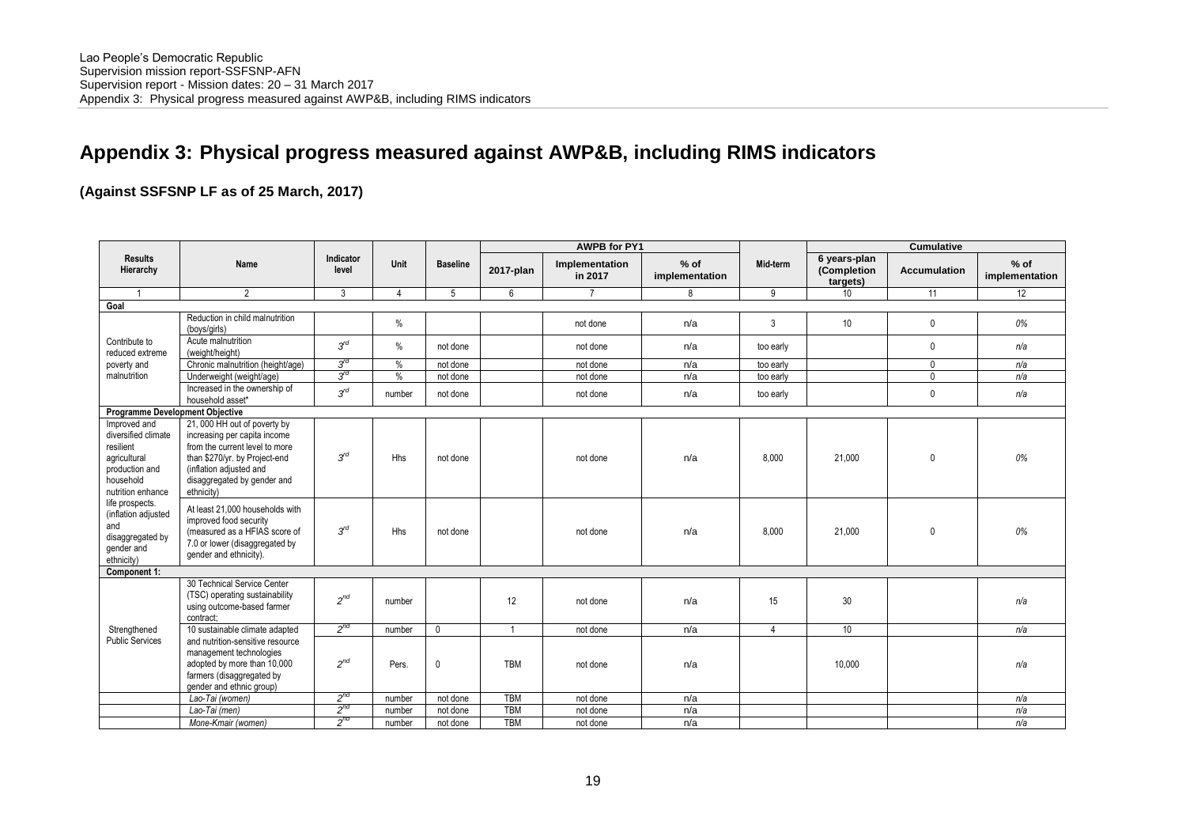# Appendix 3: Physical progress measured against AWP&B, including RIMS indicators

**(Against SSFSNP LF as of 25 March, 2017)**

| Results Hierarchy | Name | Indicator level | Unit | Baseline | AWPB for PY1 | | | Mid-term | Cumulative | | |
|---|---|---|---|---|---|---|---|---|---|---|---|
| | | | | | 2017-plan | Implementation in 2017 | % of implementation | | 6 years-plan (Completion targets) | Accumulation | % of implementation |
| 1 | 2 | 3 | 4 | 5 | 6 | 7 | 8 | 9 | 10 | 11 | 12 |
| **Goal** | | | | | | | | | | | |
| Contribute to reduced extreme poverty and malnutrition | Reduction in child malnutrition (boys/girls) | | % | | | not done | n/a | 3 | 10 | 0 | *0%* |
| | Acute malnutrition (weight/height) | *3rd* | % | not done | | not done | n/a | too early | | 0 | *n/a* |
| | Chronic malnutrition (height/age) | *3rd* | % | not done | | not done | n/a | too early | | 0 | *n/a* |
| | Underweight (weight/age) | *3rd* | % | not done | | not done | n/a | too early | | 0 | *n/a* |
| | Increased in the ownership of household asset* | *3rd* | number | not done | | not done | n/a | too early | | 0 | *n/a* |
| **Programme Development Objective** | | | | | | | | | | | |
| Improved and diversified climate resilient agricultural production and household nutrition enhance life prospects. (inflation adjusted and disaggregated by gender and ethnicity) | 21, 000 HH out of poverty by increasing per capita income from the current level to more than $270/yr. by Project-end (inflation adjusted and disaggregated by gender and ethnicity) | *3rd* | Hhs | not done | | not done | n/a | 8,000 | 21,000 | 0 | *0%* |
| | At least 21,000 households with improved food security (measured as a HFIAS score of 7.0 or lower (disaggregated by gender and ethnicity). | *3rd* | Hhs | not done | | not done | n/a | 8,000 | 21,000 | 0 | *0%* |
| **Component 1:** | | | | | | | | | | | |
| Strengthened Public Services | 30 Technical Service Center (TSC) operating sustainability using outcome-based farmer contract; | *2nd* | number | | 12 | not done | n/a | 15 | 30 | | *n/a* |
| | 10 sustainable climate adapted | *2nd* | number | 0 | 1 | not done | n/a | 4 | 10 | | *n/a* |
| | and nutrition-sensitive resource management technologies adopted by more than 10,000 farmers (disaggregated by gender and ethnic group) | *2nd* | Pers. | 0 | TBM | not done | n/a | | 10,000 | | *n/a* |
| | *Lao-Tai (women)* | *2nd* | number | not done | TBM | not done | n/a | | | | *n/a* |
| | *Lao-Tai (men)* | *2nd* | number | not done | TBM | not done | n/a | | | | *n/a* |
| | *Mone-Kmair (women)* | *2nd* | number | not done | TBM | not done | n/a | | | | *n/a* |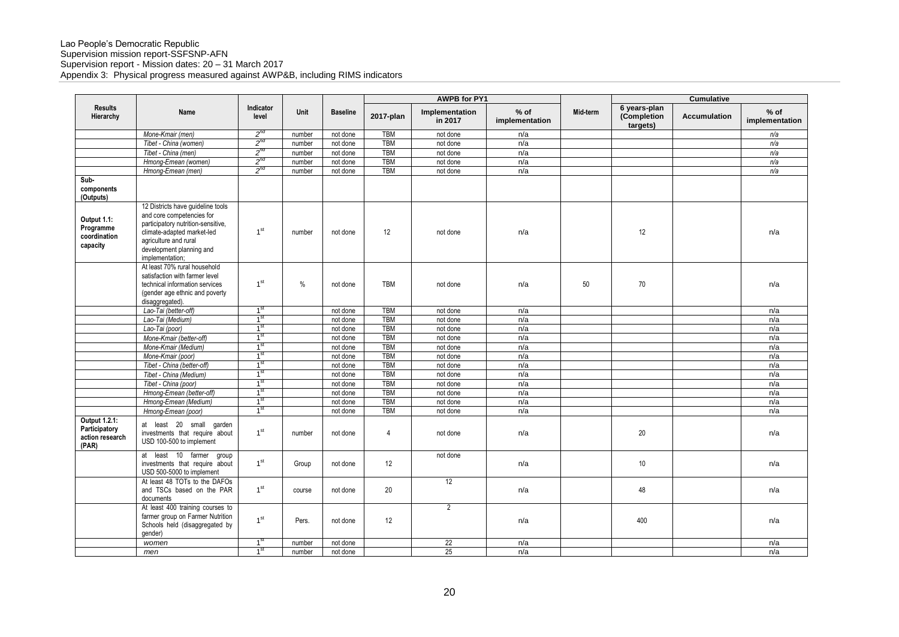Lao People's Democratic Republic
Supervision mission report-SSFSNP-AFN
Supervision report - Mission dates: 20 – 31 March 2017
Appendix 3: Physical progress measured against AWP&B, including RIMS indicators

| Results Hierarchy | Name | Indicator level | Unit | Baseline | AWPB for PY1 | | | Mid-term | Cumulative | | |
|---|---|---|---|---|---|---|---|---|---|---|---|
| | | | | | 2017-plan | Implementation in 2017 | % of implementation | | 6 years-plan (Completion targets) | Accumulation | % of implementation |
| | *Mone-Kmair (men)* | 2nd | number | not done | TBM | not done | n/a | | | | n/a |
| | *Tibet - China (women)* | 2nd | number | not done | TBM | not done | n/a | | | | n/a |
| | *Tibet - China (men)* | 2nd | number | not done | TBM | not done | n/a | | | | n/a |
| | *Hmong-Emean (women)* | 2nd | number | not done | TBM | not done | n/a | | | | n/a |
| | *Hmong-Emean (men)* | 2nd | number | not done | TBM | not done | n/a | | | | n/a |
| **Sub-components (Outputs)** | | | | | | | | | | | |
| **Output 1.1: Programme coordination capacity** | 12 Districts have guideline tools and core competencies for participatory nutrition-sensitive, climate-adapted market-led agriculture and rural development planning and implementation; | 1st | number | not done | 12 | not done | n/a | | 12 | | n/a |
| | At least 70% rural household satisfaction with farmer level technical information services (gender age ethnic and poverty disaggregated). | 1st | % | not done | TBM | not done | n/a | 50 | 70 | | n/a |
| | *Lao-Tai (better-off)* | 1st | | not done | TBM | not done | n/a | | | | n/a |
| | *Lao-Tai (Medium)* | 1st | | not done | TBM | not done | n/a | | | | n/a |
| | *Lao-Tai (poor)* | 1st | | not done | TBM | not done | n/a | | | | n/a |
| | *Mone-Kmair (better-off)* | 1st | | not done | TBM | not done | n/a | | | | n/a |
| | *Mone-Kmair (Medium)* | 1st | | not done | TBM | not done | n/a | | | | n/a |
| | *Mone-Kmair (poor)* | 1st | | not done | TBM | not done | n/a | | | | n/a |
| | *Tibet - China (better-off)* | 1st | | not done | TBM | not done | n/a | | | | n/a |
| | *Tibet - China (Medium)* | 1st | | not done | TBM | not done | n/a | | | | n/a |
| | *Tibet - China (poor)* | 1st | | not done | TBM | not done | n/a | | | | n/a |
| | *Hmong-Emean (better-off)* | 1st | | not done | TBM | not done | n/a | | | | n/a |
| | *Hmong-Emean (Medium)* | 1st | | not done | TBM | not done | n/a | | | | n/a |
| | *Hmong-Emean (poor)* | 1st | | not done | TBM | not done | n/a | | | | n/a |
| **Output 1.2.1: Participatory action research (PAR)** | at least 20 small garden investments that require about USD 100-500 to implement | 1st | number | not done | 4 | not done | n/a | | 20 | | n/a |
| | at least 10 farmer group investments that require about USD 500-5000 to implement | 1st | Group | not done | 12 | not done | n/a | | 10 | | n/a |
| | At least 48 TOTs to the DAFOs and TSCs based on the PAR documents | 1st | course | not done | 20 | 12 | n/a | | 48 | | n/a |
| | At least 400 training courses to farmer group on Farmer Nutrition Schools held (disaggregated by gender) | 1st | Pers. | not done | 12 | 2 | n/a | | 400 | | n/a |
| | *women* | 1st | number | not done | | 22 | n/a | | | | n/a |
| | *men* | 1st | number | not done | | 25 | n/a | | | | n/a |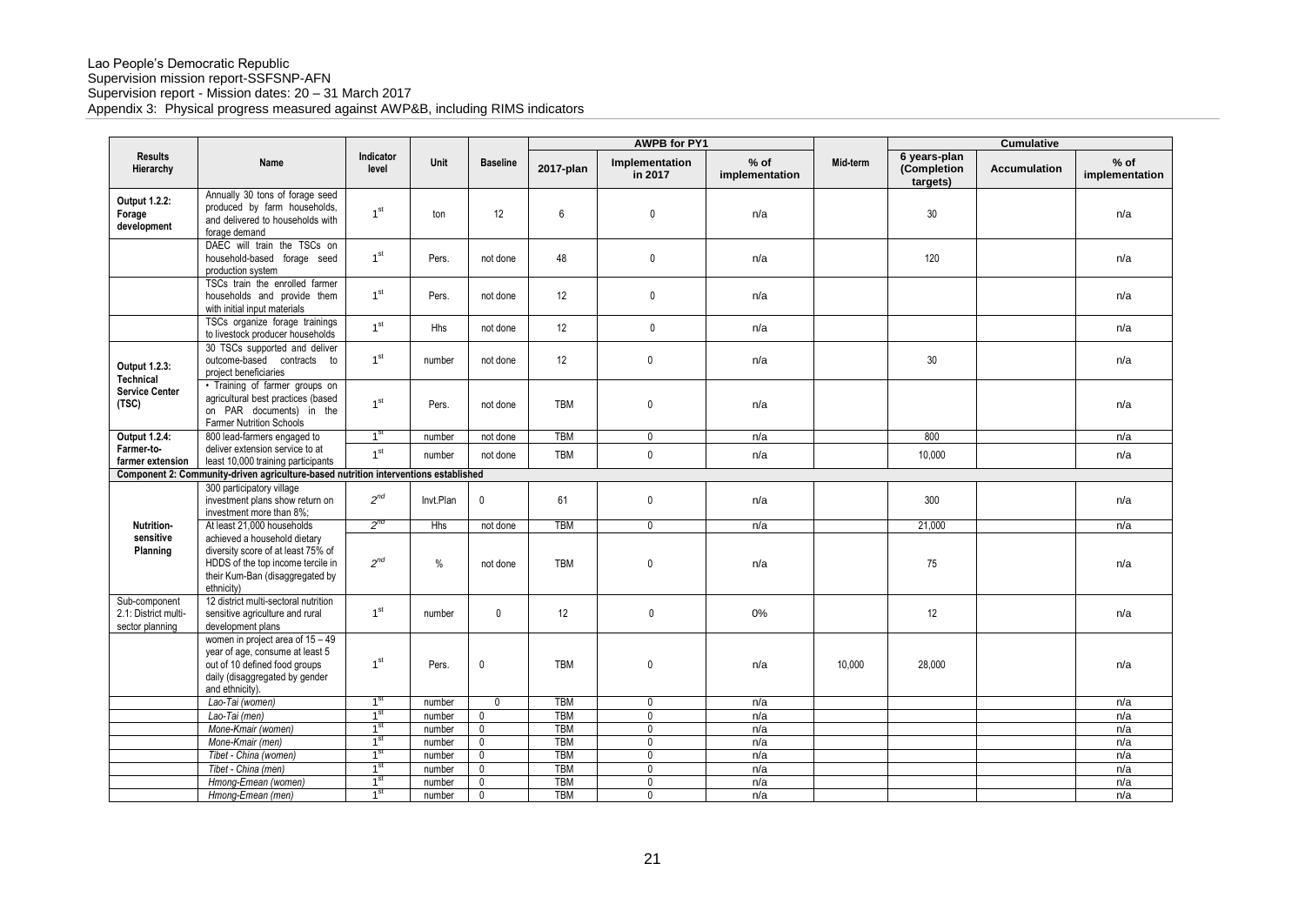Lao People's Democratic Republic
Supervision mission report-SSFSNP-AFN
Supervision report - Mission dates: 20 – 31 March 2017
Appendix 3: Physical progress measured against AWP&B, including RIMS indicators

| Results Hierarchy | Name | Indicator level | Unit | Baseline | AWPB for PY1 | | | Mid-term | Cumulative | | |
|---|---|---|---|---|---|---|---|---|---|---|---|
| | | | | | 2017-plan | Implementation in 2017 | % of implementation | | 6 years-plan (Completion targets) | Accumulation | % of implementation |
| **Output 1.2.2: Forage development** | Annually 30 tons of forage seed produced by farm households, and delivered to households with forage demand | 1st | ton | 12 | 6 | 0 | n/a | | 30 | | n/a |
| | DAEC will train the TSCs on household-based forage seed production system | 1st | Pers. | not done | 48 | 0 | n/a | | 120 | | n/a |
| | TSCs train the enrolled farmer households and provide them with initial input materials | 1st | Pers. | not done | 12 | 0 | n/a | | | | n/a |
| | TSCs organize forage trainings to livestock producer households | 1st | Hhs | not done | 12 | 0 | n/a | | | | n/a |
| **Output 1.2.3: Technical Service Center (TSC)** | 30 TSCs supported and deliver outcome-based contracts to project beneficiaries | 1st | number | not done | 12 | 0 | n/a | | 30 | | n/a |
| | • Training of farmer groups on agricultural best practices (based on PAR documents) in the Farmer Nutrition Schools | 1st | Pers. | not done | TBM | 0 | n/a | | | | n/a |
| **Output 1.2.4: Farmer-to-farmer extension** | 800 lead-farmers engaged to deliver extension service to at least 10,000 training participants | 1st | number | not done | TBM | 0 | n/a | | 800 | | n/a |
| | | 1st | number | not done | TBM | 0 | n/a | | 10,000 | | n/a |
| **Component 2: Community-driven agriculture-based nutrition interventions established** | | | | | | | | | | | |
| **Nutrition-sensitive Planning** | 300 participatory village investment plans show return on investment more than 8%; | *2nd* | Invt.Plan | 0 | 61 | 0 | n/a | | 300 | | n/a |
| | At least 21,000 households achieved a household dietary diversity score of at least 75% of HDDS of the top income tercile in their Kum-Ban (disaggregated by ethnicity) | *2nd* | Hhs | not done | TBM | 0 | n/a | | 21,000 | | n/a |
| | | *2nd* | % | not done | TBM | 0 | n/a | | 75 | | n/a |
| Sub-component 2.1: District multi-sector planning | 12 district multi-sectoral nutrition sensitive agriculture and rural development plans | 1st | number | 0 | 12 | 0 | 0% | | 12 | | n/a |
| | women in project area of 15 – 49 year of age, consume at least 5 out of 10 defined food groups daily (disaggregated by gender and ethnicity). | 1st | Pers. | 0 | TBM | 0 | n/a | 10,000 | 28,000 | | n/a |
| | *Lao-Tai (women)* | 1st | number | 0 | TBM | 0 | n/a | | | | n/a |
| | *Lao-Tai (men)* | 1st | number | 0 | TBM | 0 | n/a | | | | n/a |
| | *Mone-Kmair (women)* | 1st | number | 0 | TBM | 0 | n/a | | | | n/a |
| | *Mone-Kmair (men)* | 1st | number | 0 | TBM | 0 | n/a | | | | n/a |
| | *Tibet - China (women)* | 1st | number | 0 | TBM | 0 | n/a | | | | n/a |
| | *Tibet - China (men)* | 1st | number | 0 | TBM | 0 | n/a | | | | n/a |
| | *Hmong-Emean (women)* | 1st | number | 0 | TBM | 0 | n/a | | | | n/a |
| | *Hmong-Emean (men)* | 1st | number | 0 | TBM | 0 | n/a | | | | n/a |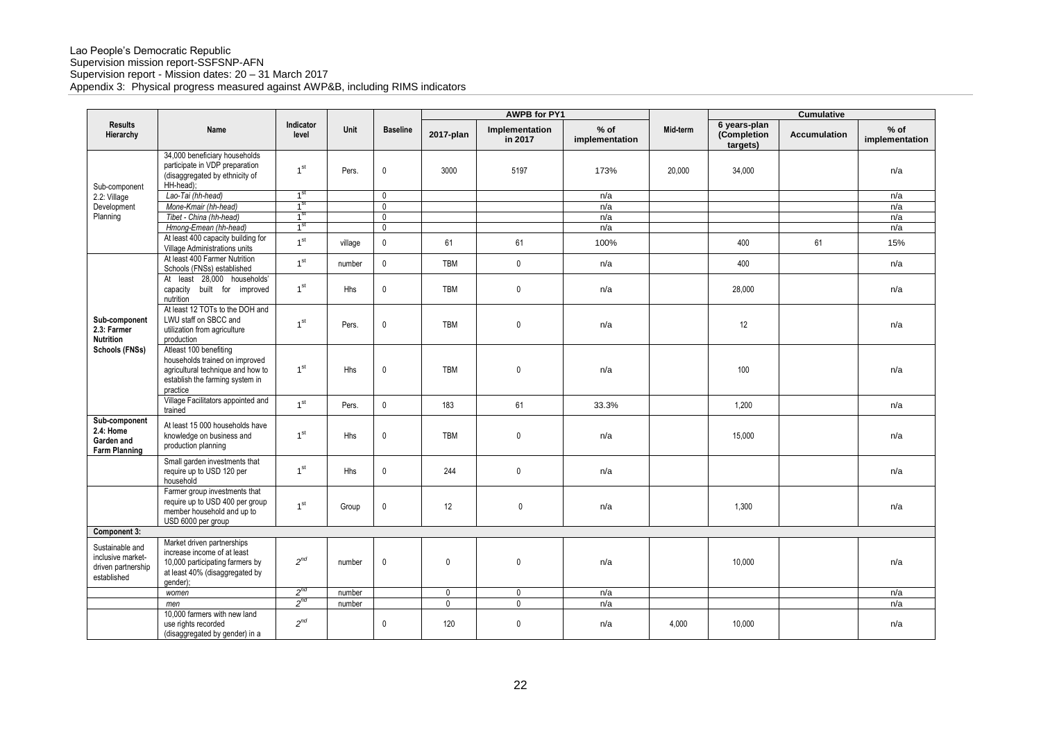Lao People's Democratic Republic
Supervision mission report-SSFSNP-AFN
Supervision report - Mission dates: 20 – 31 March 2017
Appendix 3: Physical progress measured against AWP&B, including RIMS indicators

| Results Hierarchy | Name | Indicator level | Unit | Baseline | AWPB for PY1 | | | Mid-term | Cumulative | | |
|---|---|---|---|---|---|---|---|---|---|---|---|
| | | | | | 2017-plan | Implementation in 2017 | % of implementation | | 6 years-plan (Completion targets) | Accumulation | % of implementation |
| Sub-component 2.2: Village Development Planning | 34,000 beneficiary households participate in VDP preparation (disaggregated by ethnicity of HH-head); | 1st | Pers. | 0 | 3000 | 5197 | 173% | 20,000 | 34,000 | | n/a |
| | *Lao-Tai (hh-head)* | 1st | | 0 | | | n/a | | | | n/a |
| | *Mone-Kmair (hh-head)* | 1st | | 0 | | | n/a | | | | n/a |
| | *Tibet - China (hh-head)* | 1st | | 0 | | | n/a | | | | n/a |
| | *Hmong-Emean (hh-head)* | 1st | | 0 | | | n/a | | | | n/a |
| | At least 400 capacity building for Village Administrations units | 1st | village | 0 | 61 | 61 | 100% | | 400 | 61 | 15% |
| Sub-component 2.3: Farmer Nutrition Schools (FNSs) | At least 400 Farmer Nutrition Schools (FNSs) established | 1st | number | 0 | TBM | 0 | n/a | | 400 | | n/a |
| | At least 28,000 households' capacity built for improved nutrition | 1st | Hhs | 0 | TBM | 0 | n/a | | 28,000 | | n/a |
| | At least 12 TOTs to the DOH and LWU staff on SBCC and utilization from agriculture production | 1st | Pers. | 0 | TBM | 0 | n/a | | 12 | | n/a |
| | Atleast 100 benefiting households trained on improved agricultural technique and how to establish the farming system in practice | 1st | Hhs | 0 | TBM | 0 | n/a | | 100 | | n/a |
| | Village Facilitators appointed and trained | 1st | Pers. | 0 | 183 | 61 | 33.3% | | 1,200 | | n/a |
| Sub-component 2.4: Home Garden and Farm Planning | At least 15 000 households have knowledge on business and production planning | 1st | Hhs | 0 | TBM | 0 | n/a | | 15,000 | | n/a |
| | Small garden investments that require up to USD 120 per household | 1st | Hhs | 0 | 244 | 0 | n/a | | | | n/a |
| | Farmer group investments that require up to USD 400 per group member household and up to USD 6000 per group | 1st | Group | 0 | 12 | 0 | n/a | | 1,300 | | n/a |
| **Component 3:** | | | | | | | | | | | |
| Sustainable and inclusive market-driven partnership established | Market driven partnerships increase income of at least 10,000 participating farmers by at least 40% (disaggregated by gender); | *2nd* | number | 0 | 0 | 0 | n/a | | 10,000 | | n/a |
| | *women* | *2nd* | number | | 0 | 0 | n/a | | | | n/a |
| | *men* | *2nd* | number | | 0 | 0 | n/a | | | | n/a |
| | 10,000 farmers with new land use rights recorded (disaggregated by gender) in a | *2nd* | | 0 | 120 | 0 | n/a | 4,000 | 10,000 | | n/a |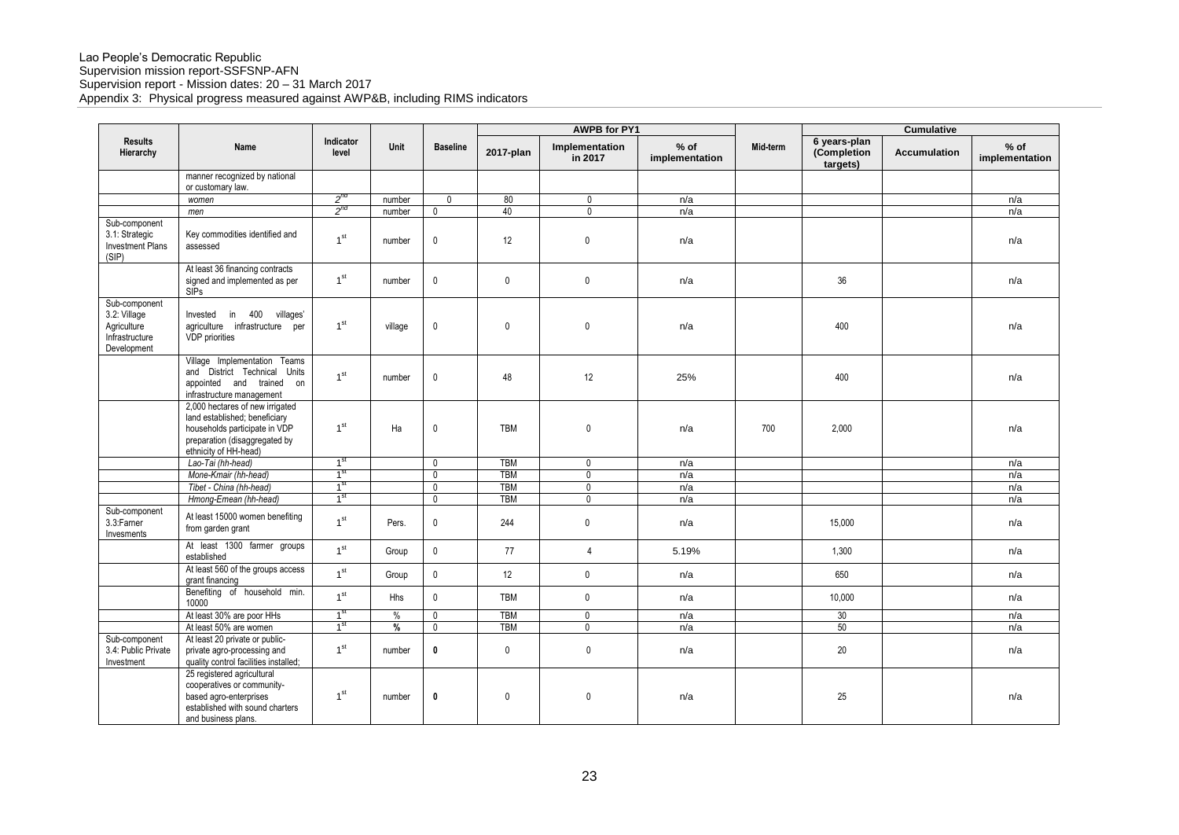Lao People's Democratic Republic
Supervision mission report-SSFSNP-AFN
Supervision report - Mission dates: 20 – 31 March 2017
Appendix 3: Physical progress measured against AWP&B, including RIMS indicators

| Results Hierarchy | Name | Indicator level | Unit | Baseline | AWPB for PY1 | | | Mid-term | Cumulative | | |
|---|---|---|---|---|---|---|---|---|---|---|---|
| | | | | | 2017-plan | Implementation in 2017 | % of implementation | | 6 years-plan (Completion targets) | Accumulation | % of implementation |
| | manner recognized by national or customary law. | | | | | | | | | | |
| | *women* | 2nd | number | 0 | 80 | 0 | n/a | | | | n/a |
| | *men* | 2nd | number | 0 | 40 | 0 | n/a | | | | n/a |
| Sub-component 3.1: Strategic Investment Plans (SIP) | Key commodities identified and assessed | 1st | number | 0 | 12 | 0 | n/a | | | | n/a |
| | At least 36 financing contracts signed and implemented as per SIPs | 1st | number | 0 | 0 | 0 | n/a | | 36 | | n/a |
| Sub-component 3.2: Village Agriculture Infrastructure Development | Invested in 400 villages' agriculture infrastructure per VDP priorities | 1st | village | 0 | 0 | 0 | n/a | | 400 | | n/a |
| | Village Implementation Teams and District Technical Units appointed and trained on infrastructure management | 1st | number | 0 | 48 | 12 | 25% | | 400 | | n/a |
| | 2,000 hectares of new irrigated land established; beneficiary households participate in VDP preparation (disaggregated by ethnicity of HH-head) | 1st | Ha | 0 | TBM | 0 | n/a | 700 | 2,000 | | n/a |
| | *Lao-Tai (hh-head)* | 1st | | 0 | TBM | 0 | n/a | | | | n/a |
| | *Mone-Kmair (hh-head)* | 1st | | 0 | TBM | 0 | n/a | | | | n/a |
| | *Tibet - China (hh-head)* | 1st | | 0 | TBM | 0 | n/a | | | | n/a |
| | *Hmong-Emean (hh-head)* | 1st | | 0 | TBM | 0 | n/a | | | | n/a |
| Sub-component 3.3:Famer Invesments | At least 15000 women benefiting from garden grant | 1st | Pers. | 0 | 244 | 0 | n/a | | 15,000 | | n/a |
| | At least 1300 farmer groups established | 1st | Group | 0 | 77 | 4 | 5.19% | | 1,300 | | n/a |
| | At least 560 of the groups access grant financing | 1st | Group | 0 | 12 | 0 | n/a | | 650 | | n/a |
| | Benefiting of household min. 10000 | 1st | Hhs | 0 | TBM | 0 | n/a | | 10,000 | | n/a |
| | At least 30% are poor HHs | 1st | % | 0 | TBM | 0 | n/a | | 30 | | n/a |
| | At least 50% are women | 1st | % | 0 | TBM | 0 | n/a | | 50 | | n/a |
| Sub-component 3.4: Public Private Investment | At least 20 private or public-private agro-processing and quality control facilities installed; | 1st | number | **0** | 0 | 0 | n/a | | 20 | | n/a |
| | 25 registered agricultural cooperatives or community-based agro-enterprises established with sound charters and business plans. | 1st | number | **0** | 0 | 0 | n/a | | 25 | | n/a |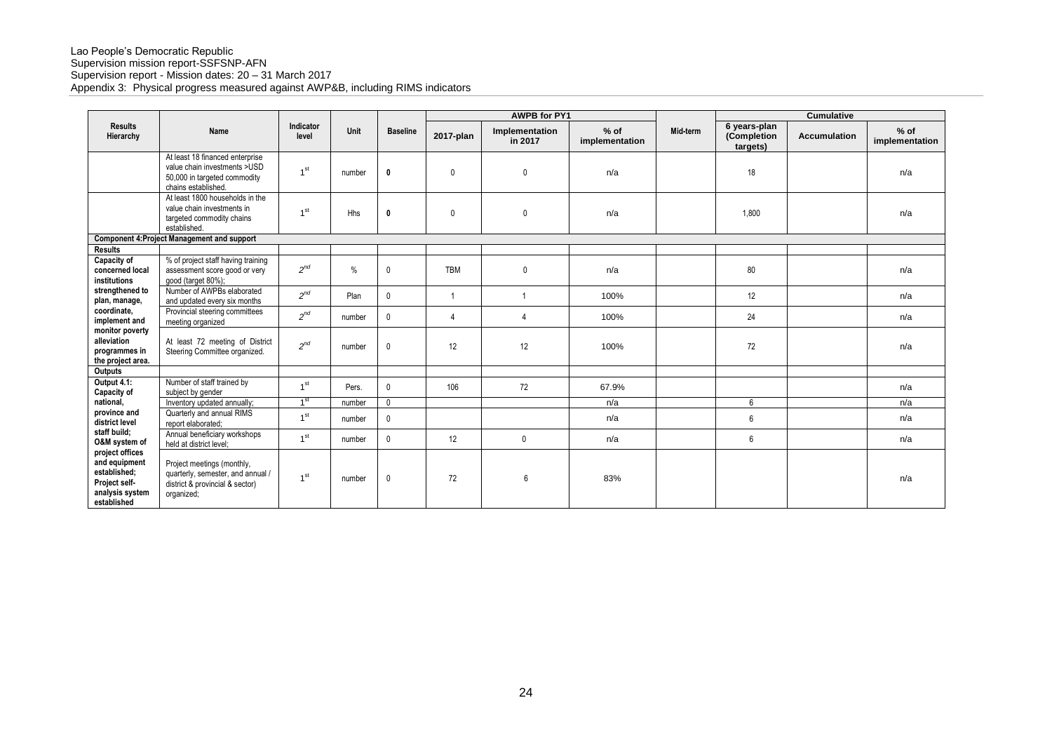Lao People's Democratic Republic
Supervision mission report-SSFSNP-AFN
Supervision report - Mission dates: 20 – 31 March 2017
Appendix 3: Physical progress measured against AWP&B, including RIMS indicators

| Results Hierarchy | Name | Indicator level | Unit | Baseline | AWPB for PY1 | | | Mid-term | Cumulative | | |
|---|---|---|---|---|---|---|---|---|---|---|---|
| | | | | | 2017-plan | Implementation in 2017 | % of implementation | | 6 years-plan (Completion targets) | Accumulation | % of implementation |
| | At least 18 financed enterprise value chain investments >USD 50,000 in targeted commodity chains established. | 1st | number | **0** | 0 | 0 | n/a | | 18 | | n/a |
| | At least 1800 households in the value chain investments in targeted commodity chains established. | 1st | Hhs | **0** | 0 | 0 | n/a | | 1,800 | | n/a |
| **Component 4:Project Management and support** | | | | | | | | | | | |
| **Results** | | | | | | | | | | | |
| **Capacity of concerned local institutions strengthened to plan, manage, coordinate, implement and monitor poverty alleviation programmes in the project area.** | % of project staff having training assessment score good or very good (target 80%); | 2nd | % | 0 | TBM | 0 | n/a | | 80 | | n/a |
| | Number of AWPBs elaborated and updated every six months | 2nd | Plan | 0 | 1 | 1 | 100% | | 12 | | n/a |
| | Provincial steering committees meeting organized | 2nd | number | 0 | 4 | 4 | 100% | | 24 | | n/a |
| | At least 72 meeting of District Steering Committee organized. | 2nd | number | 0 | 12 | 12 | 100% | | 72 | | n/a |
| **Outputs** | | | | | | | | | | | |
| **Output 4.1: Capacity of national, province and district level staff build; O&M system of project offices and equipment established; Project self-analysis system established** | Number of staff trained by subject by gender | 1st | Pers. | 0 | 106 | 72 | 67.9% | | | | n/a |
| | Inventory updated annually; | 1st | number | 0 | | | n/a | | 6 | | n/a |
| | Quarterly and annual RIMS report elaborated; | 1st | number | 0 | | | n/a | | 6 | | n/a |
| | Annual beneficiary workshops held at district level; | 1st | number | 0 | 12 | 0 | n/a | | 6 | | n/a |
| | Project meetings (monthly, quarterly, semester, and annual / district & provincial & sector) organized; | 1st | number | 0 | 72 | 6 | 83% | | | | n/a |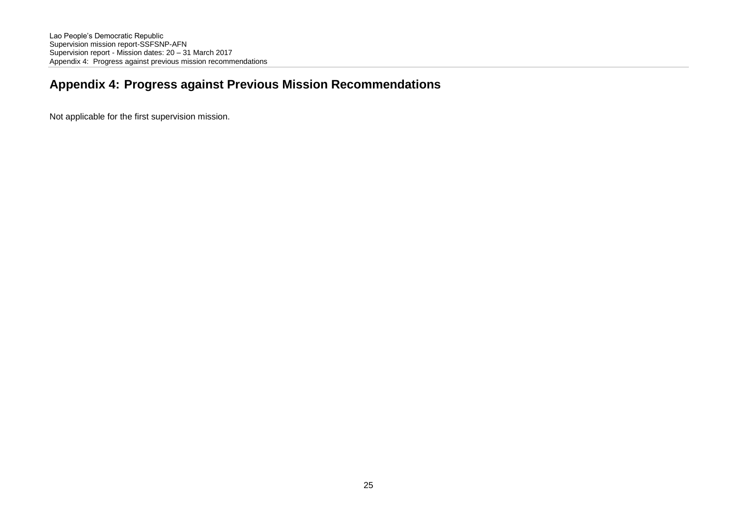# Appendix 4: Progress against Previous Mission Recommendations

Not applicable for the first supervision mission.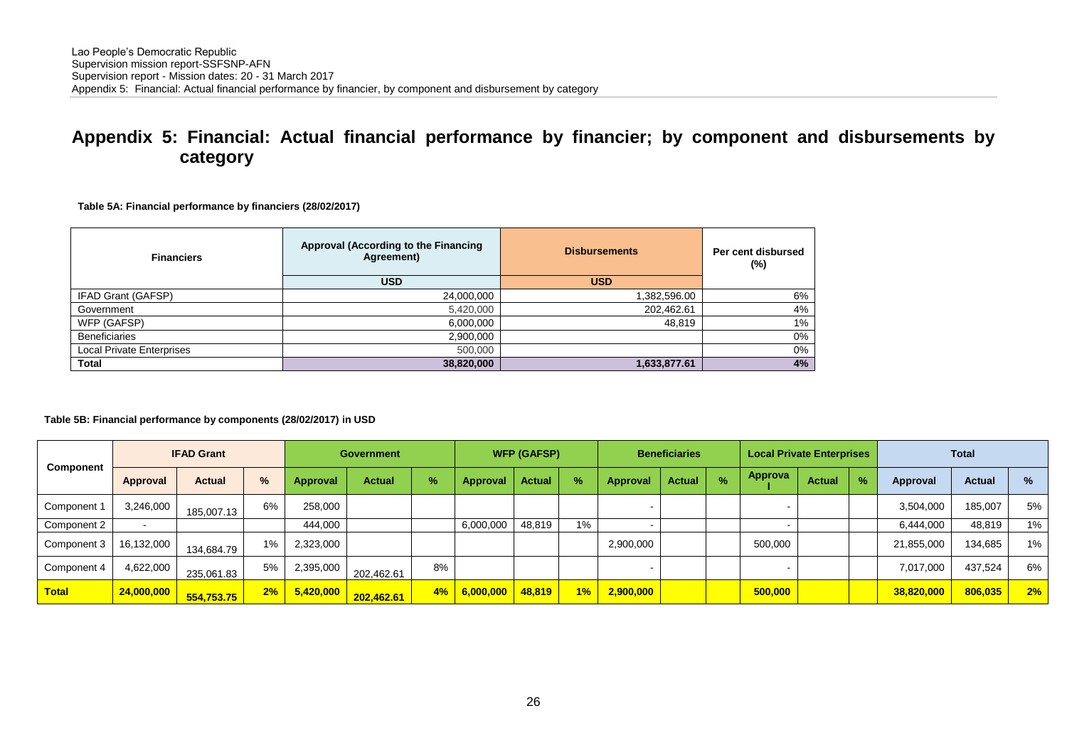# Appendix 5: Financial: Actual financial performance by financier; by component and disbursements by category

**Table 5A: Financial performance by financiers (28/02/2017)**

| Financiers | Approval (According to the Financing Agreement) | Disbursements | Per cent disbursed (%) |
|---|---|---|---|
| | USD | USD | |
| IFAD Grant (GAFSP) | 24,000,000 | 1,382,596.00 | 6% |
| Government | 5,420,000 | 202,462.61 | 4% |
| WFP (GAFSP) | 6,000,000 | 48,819 | 1% |
| Beneficiaries | 2,900,000 | | 0% |
| Local Private Enterprises | 500,000 | | 0% |
| **Total** | **38,820,000** | **1,633,877.61** | **4%** |

**Table 5B: Financial performance by components (28/02/2017) in USD**

| Component | IFAD Grant | | | Government | | | WFP (GAFSP) | | | Beneficiaries | | | Local Private Enterprises | | | Total | | |
|---|---|---|---|---|---|---|---|---|---|---|---|---|---|---|---|---|---|---|
| | Approval | Actual | % | Approval | Actual | % | Approval | Actual | % | Approval | Actual | % | Approval | Actual | % | Approval | Actual | % |
| Component 1 | 3,246,000 | 185,007.13 | 6% | 258,000 | | | | | | - | | | - | | | 3,504,000 | 185,007 | 5% |
| Component 2 | - | | | 444,000 | | | 6,000,000 | 48,819 | 1% | - | | | - | | | 6,444,000 | 48,819 | 1% |
| Component 3 | 16,132,000 | 134,684.79 | 1% | 2,323,000 | | | | | | 2,900,000 | | | 500,000 | | | 21,855,000 | 134,685 | 1% |
| Component 4 | 4,622,000 | 235,061.83 | 5% | 2,395,000 | 202,462.61 | 8% | | | | - | | | - | | | 7,017,000 | 437,524 | 6% |
| **Total** | **24,000,000** | **554,753.75** | **2%** | **5,420,000** | **202,462.61** | **4%** | **6,000,000** | **48,819** | **1%** | **2,900,000** | | | **500,000** | | | **38,820,000** | **806,035** | **2%** |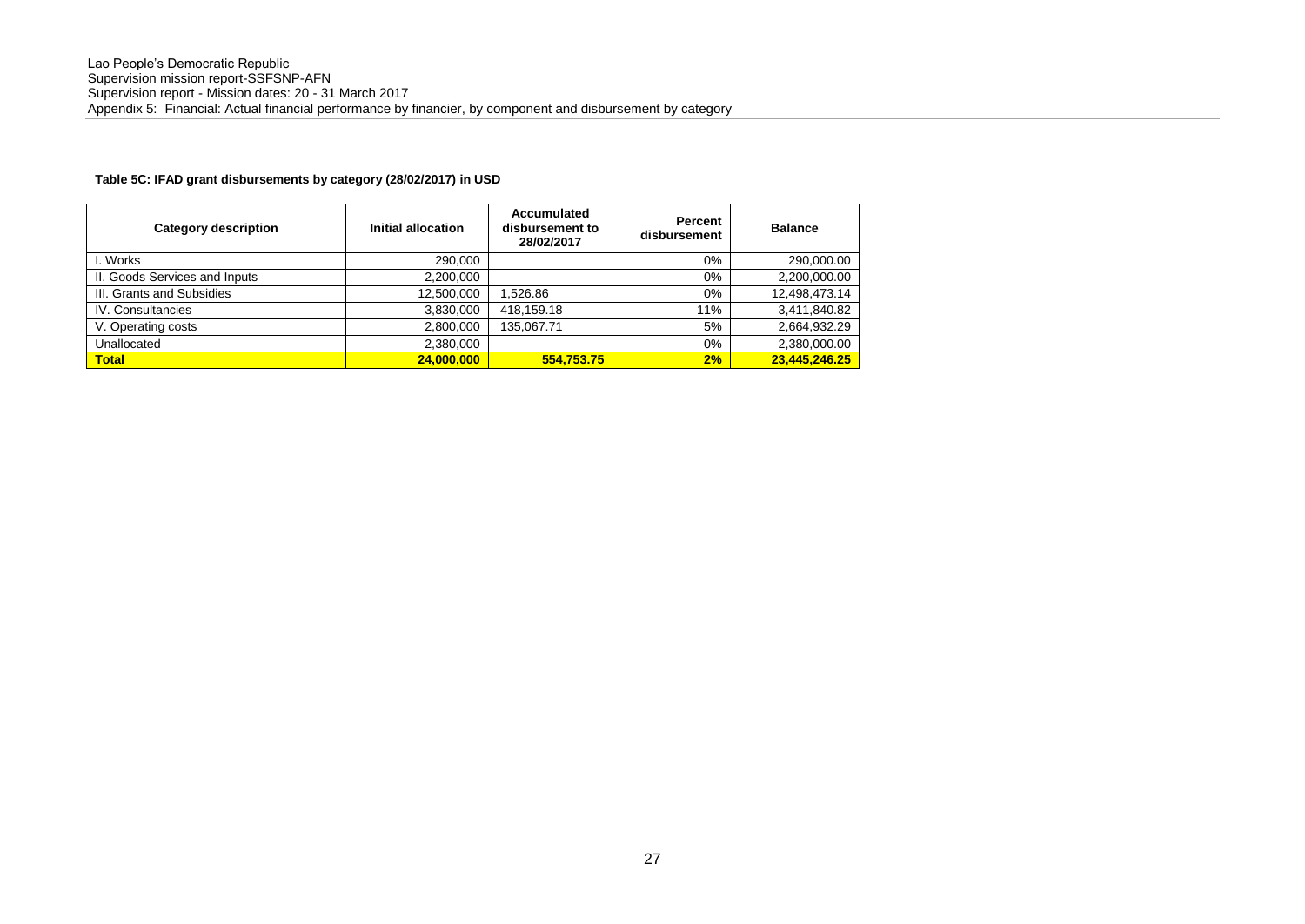**Table 5C: IFAD grant disbursements by category (28/02/2017) in USD**

| Category description | Initial allocation | Accumulated disbursement to 28/02/2017 | Percent disbursement | Balance |
|---|---|---|---|---|
| I. Works | 290,000 | | 0% | 290,000.00 |
| II. Goods Services and Inputs | 2,200,000 | | 0% | 2,200,000.00 |
| III. Grants and Subsidies | 12,500,000 | 1,526.86 | 0% | 12,498,473.14 |
| IV. Consultancies | 3,830,000 | 418,159.18 | 11% | 3,411,840.82 |
| V. Operating costs | 2,800,000 | 135,067.71 | 5% | 2,664,932.29 |
| Unallocated | 2,380,000 | | 0% | 2,380,000.00 |
| **Total** | **24,000,000** | **554,753.75** | **2%** | **23,445,246.25** |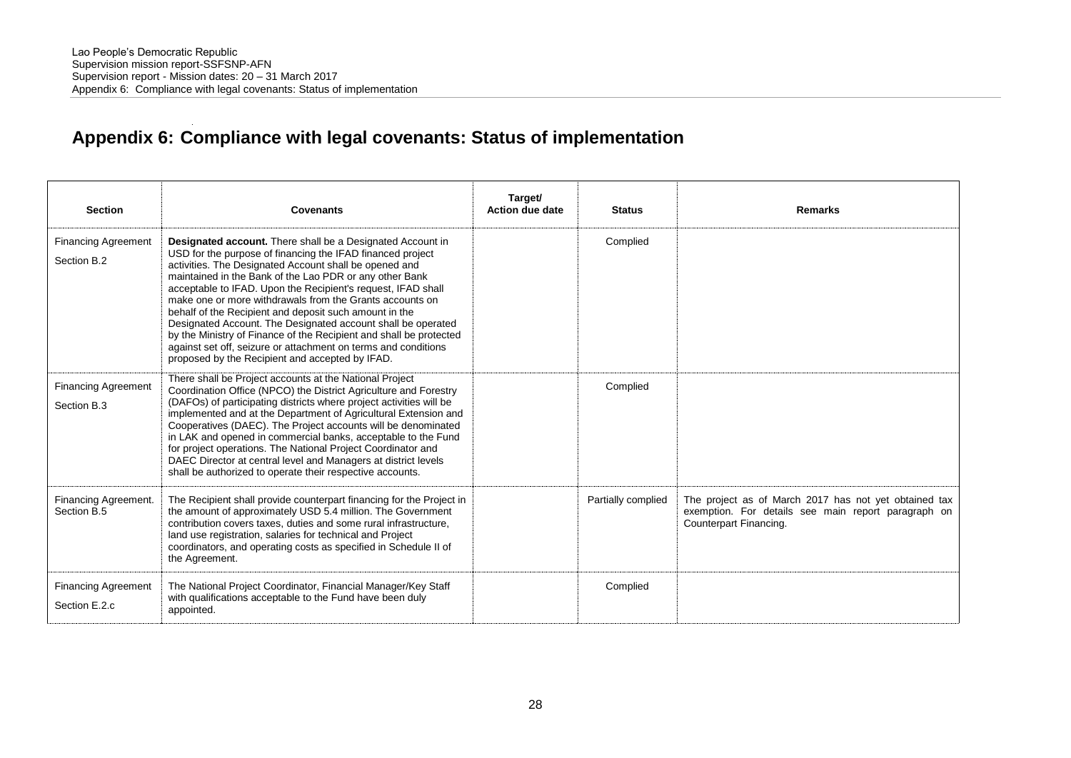# Appendix 6: Compliance with legal covenants: Status of implementation

| Section | Covenants | Target/ Action due date | Status | Remarks |
|---|---|---|---|---|
| Financing Agreement Section B.2 | **Designated account.** There shall be a Designated Account in USD for the purpose of financing the IFAD financed project activities. The Designated Account shall be opened and maintained in the Bank of the Lao PDR or any other Bank acceptable to IFAD. Upon the Recipient's request, IFAD shall make one or more withdrawals from the Grants accounts on behalf of the Recipient and deposit such amount in the Designated Account. The Designated account shall be operated by the Ministry of Finance of the Recipient and shall be protected against set off, seizure or attachment on terms and conditions proposed by the Recipient and accepted by IFAD. | | Complied | |
| Financing Agreement Section B.3 | There shall be Project accounts at the National Project Coordination Office (NPCO) the District Agriculture and Forestry (DAFOs) of participating districts where project activities will be implemented and at the Department of Agricultural Extension and Cooperatives (DAEC). The Project accounts will be denominated in LAK and opened in commercial banks, acceptable to the Fund for project operations. The National Project Coordinator and DAEC Director at central level and Managers at district levels shall be authorized to operate their respective accounts. | | Complied | |
| Financing Agreement. Section B.5 | The Recipient shall provide counterpart financing for the Project in the amount of approximately USD 5.4 million. The Government contribution covers taxes, duties and some rural infrastructure, land use registration, salaries for technical and Project coordinators, and operating costs as specified in Schedule II of the Agreement. | | Partially complied | The project as of March 2017 has not yet obtained tax exemption. For details see main report paragraph on Counterpart Financing. |
| Financing Agreement Section E.2.c | The National Project Coordinator, Financial Manager/Key Staff with qualifications acceptable to the Fund have been duly appointed. | | Complied | |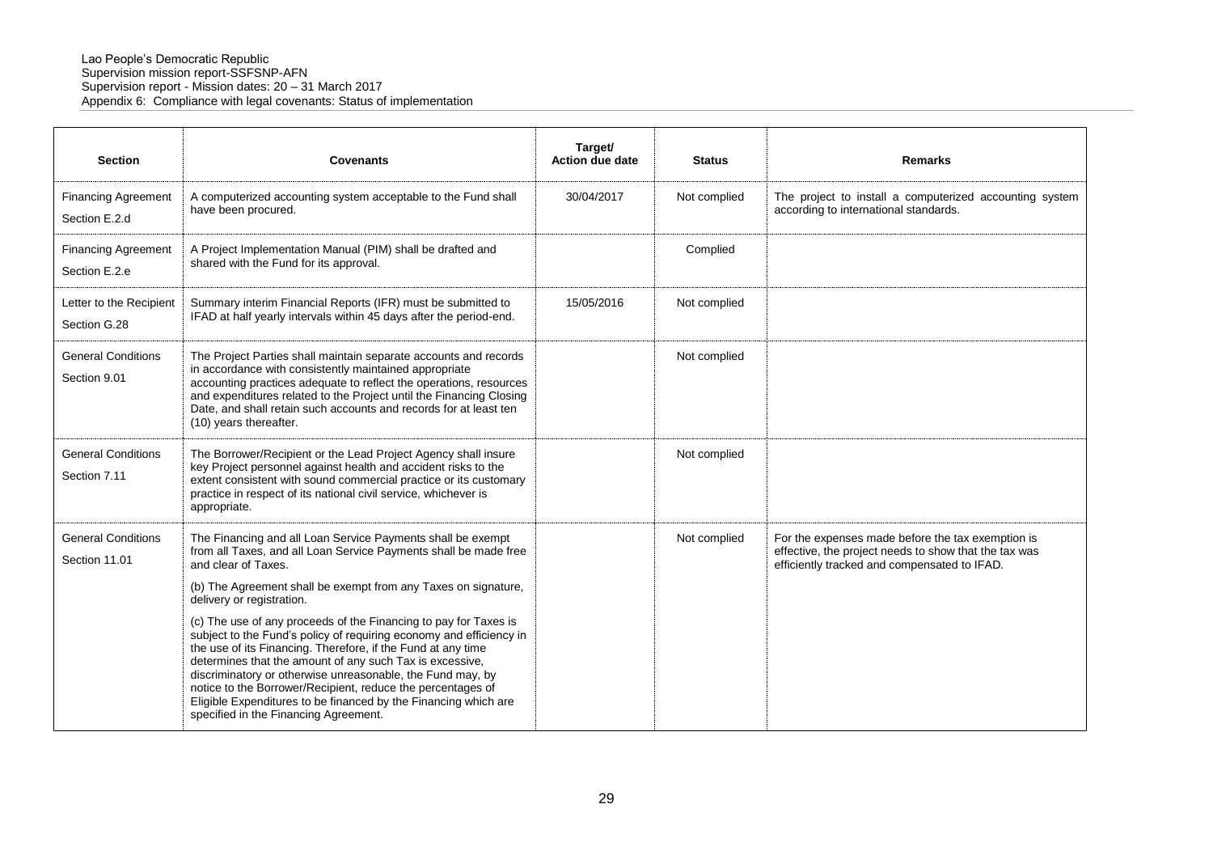| Section | Covenants | Target/ Action due date | Status | Remarks |
|---|---|---|---|---|
| Financing Agreement Section E.2.d | A computerized accounting system acceptable to the Fund shall have been procured. | 30/04/2017 | Not complied | The project to install a computerized accounting system according to international standards. |
| Financing Agreement Section E.2.e | A Project Implementation Manual (PIM) shall be drafted and shared with the Fund for its approval. | | Complied | |
| Letter to the Recipient Section G.28 | Summary interim Financial Reports (IFR) must be submitted to IFAD at half yearly intervals within 45 days after the period-end. | 15/05/2016 | Not complied | |
| General Conditions Section 9.01 | The Project Parties shall maintain separate accounts and records in accordance with consistently maintained appropriate accounting practices adequate to reflect the operations, resources and expenditures related to the Project until the Financing Closing Date, and shall retain such accounts and records for at least ten (10) years thereafter. | | Not complied | |
| General Conditions Section 7.11 | The Borrower/Recipient or the Lead Project Agency shall insure key Project personnel against health and accident risks to the extent consistent with sound commercial practice or its customary practice in respect of its national civil service, whichever is appropriate. | | Not complied | |
| General Conditions Section 11.01 | The Financing and all Loan Service Payments shall be exempt from all Taxes, and all Loan Service Payments shall be made free and clear of Taxes.<br><br>(b) The Agreement shall be exempt from any Taxes on signature, delivery or registration.<br><br>(c) The use of any proceeds of the Financing to pay for Taxes is subject to the Fund's policy of requiring economy and efficiency in the use of its Financing. Therefore, if the Fund at any time determines that the amount of any such Tax is excessive, discriminatory or otherwise unreasonable, the Fund may, by notice to the Borrower/Recipient, reduce the percentages of Eligible Expenditures to be financed by the Financing which are specified in the Financing Agreement. | | Not complied | For the expenses made before the tax exemption is effective, the project needs to show that the tax was efficiently tracked and compensated to IFAD. |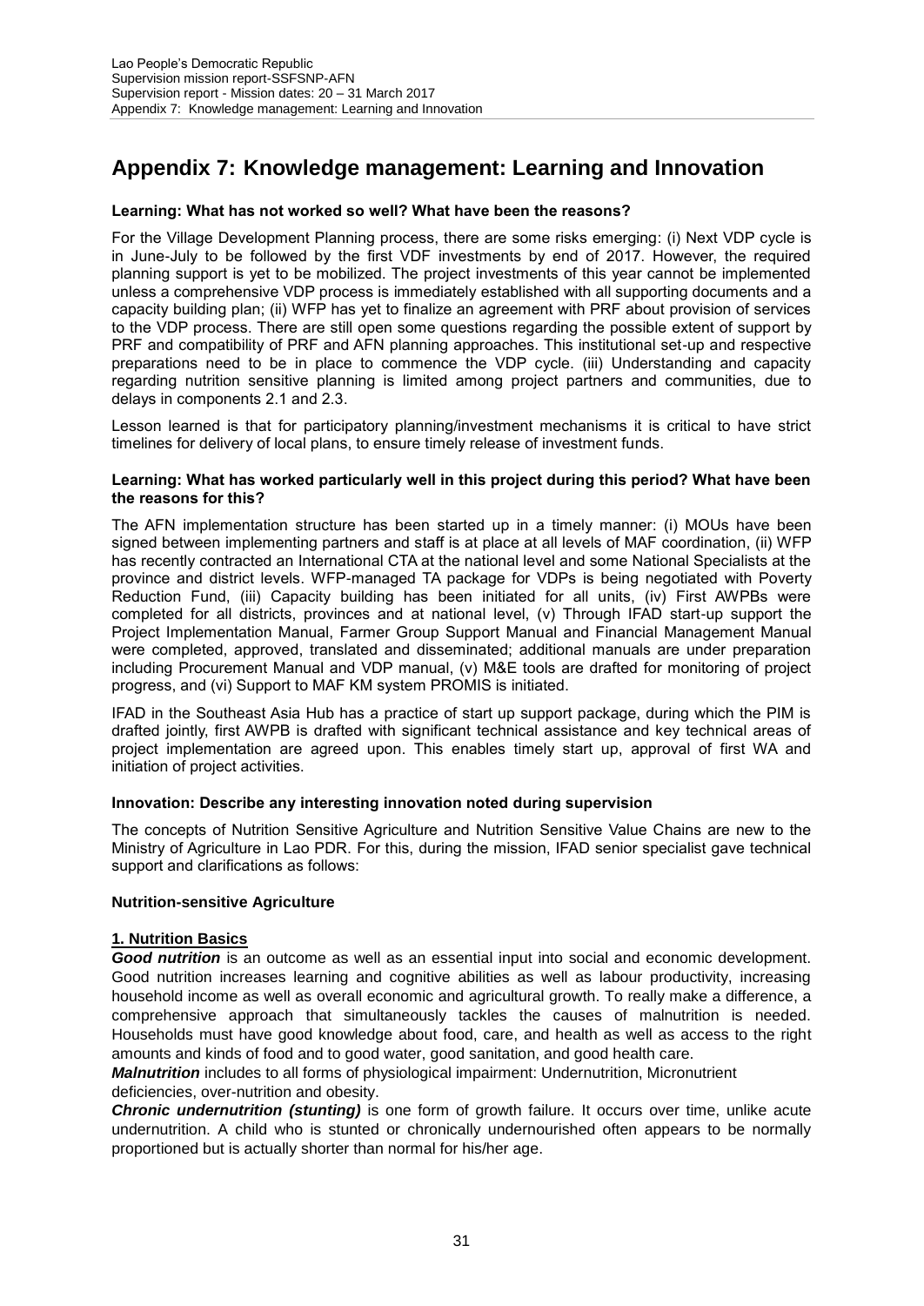# Appendix 7: Knowledge management: Learning and Innovation

**Learning: What has not worked so well? What have been the reasons?**

For the Village Development Planning process, there are some risks emerging: (i) Next VDP cycle is in June-July to be followed by the first VDF investments by end of 2017. However, the required planning support is yet to be mobilized. The project investments of this year cannot be implemented unless a comprehensive VDP process is immediately established with all supporting documents and a capacity building plan; (ii) WFP has yet to finalize an agreement with PRF about provision of services to the VDP process. There are still open some questions regarding the possible extent of support by PRF and compatibility of PRF and AFN planning approaches. This institutional set-up and respective preparations need to be in place to commence the VDP cycle. (iii) Understanding and capacity regarding nutrition sensitive planning is limited among project partners and communities, due to delays in components 2.1 and 2.3.

Lesson learned is that for participatory planning/investment mechanisms it is critical to have strict timelines for delivery of local plans, to ensure timely release of investment funds.

**Learning: What has worked particularly well in this project during this period? What have been the reasons for this?**

The AFN implementation structure has been started up in a timely manner: (i) MOUs have been signed between implementing partners and staff is at place at all levels of MAF coordination, (ii) WFP has recently contracted an International CTA at the national level and some National Specialists at the province and district levels. WFP-managed TA package for VDPs is being negotiated with Poverty Reduction Fund, (iii) Capacity building has been initiated for all units, (iv) First AWPBs were completed for all districts, provinces and at national level, (v) Through IFAD start-up support the Project Implementation Manual, Farmer Group Support Manual and Financial Management Manual were completed, approved, translated and disseminated; additional manuals are under preparation including Procurement Manual and VDP manual, (v) M&E tools are drafted for monitoring of project progress, and (vi) Support to MAF KM system PROMIS is initiated.

IFAD in the Southeast Asia Hub has a practice of start up support package, during which the PIM is drafted jointly, first AWPB is drafted with significant technical assistance and key technical areas of project implementation are agreed upon. This enables timely start up, approval of first WA and initiation of project activities.

**Innovation: Describe any interesting innovation noted during supervision**

The concepts of Nutrition Sensitive Agriculture and Nutrition Sensitive Value Chains are new to the Ministry of Agriculture in Lao PDR. For this, during the mission, IFAD senior specialist gave technical support and clarifications as follows:

**Nutrition-sensitive Agriculture**

**1. Nutrition Basics**

***Good nutrition*** is an outcome as well as an essential input into social and economic development. Good nutrition increases learning and cognitive abilities as well as labour productivity, increasing household income as well as overall economic and agricultural growth. To really make a difference, a comprehensive approach that simultaneously tackles the causes of malnutrition is needed. Households must have good knowledge about food, care, and health as well as access to the right amounts and kinds of food and to good water, good sanitation, and good health care.

***Malnutrition*** includes to all forms of physiological impairment: Undernutrition, Micronutrient deficiencies, over-nutrition and obesity.

***Chronic undernutrition (stunting)*** is one form of growth failure. It occurs over time, unlike acute undernutrition. A child who is stunted or chronically undernourished often appears to be normally proportioned but is actually shorter than normal for his/her age.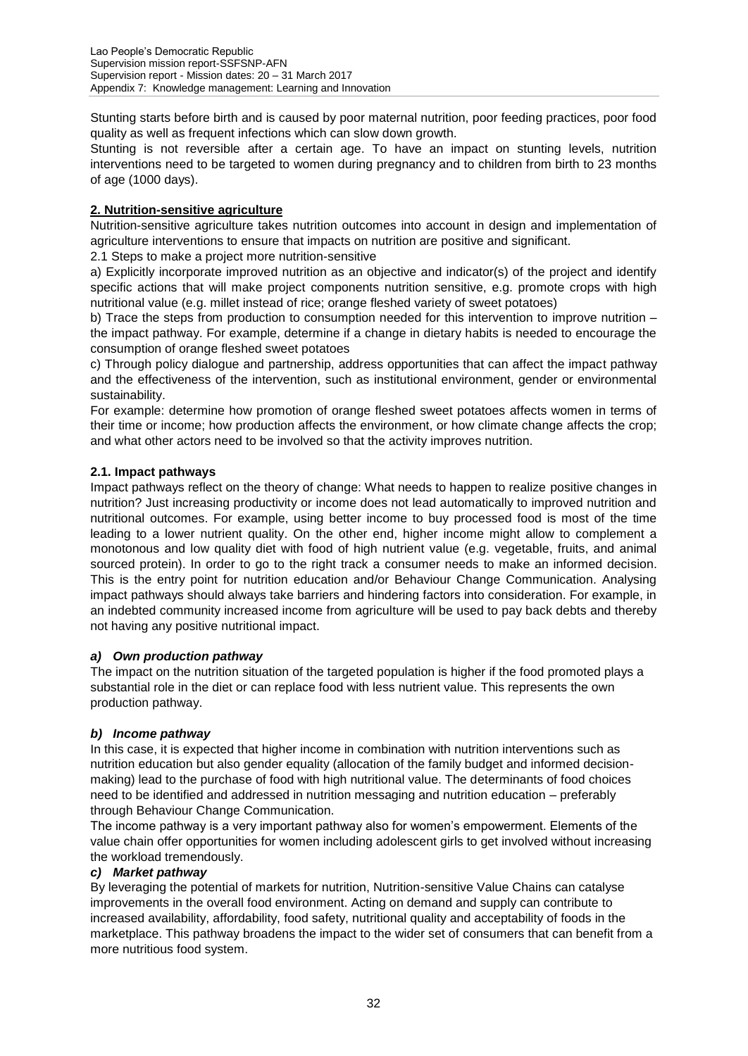Stunting starts before birth and is caused by poor maternal nutrition, poor feeding practices, poor food quality as well as frequent infections which can slow down growth.

Stunting is not reversible after a certain age. To have an impact on stunting levels, nutrition interventions need to be targeted to women during pregnancy and to children from birth to 23 months of age (1000 days).

## 2. Nutrition-sensitive agriculture

Nutrition-sensitive agriculture takes nutrition outcomes into account in design and implementation of agriculture interventions to ensure that impacts on nutrition are positive and significant.

2.1 Steps to make a project more nutrition-sensitive

a) Explicitly incorporate improved nutrition as an objective and indicator(s) of the project and identify specific actions that will make project components nutrition sensitive, e.g. promote crops with high nutritional value (e.g. millet instead of rice; orange fleshed variety of sweet potatoes)

b) Trace the steps from production to consumption needed for this intervention to improve nutrition – the impact pathway. For example, determine if a change in dietary habits is needed to encourage the consumption of orange fleshed sweet potatoes

c) Through policy dialogue and partnership, address opportunities that can affect the impact pathway and the effectiveness of the intervention, such as institutional environment, gender or environmental sustainability.

For example: determine how promotion of orange fleshed sweet potatoes affects women in terms of their time or income; how production affects the environment, or how climate change affects the crop; and what other actors need to be involved so that the activity improves nutrition.

### 2.1. Impact pathways

Impact pathways reflect on the theory of change: What needs to happen to realize positive changes in nutrition? Just increasing productivity or income does not lead automatically to improved nutrition and nutritional outcomes. For example, using better income to buy processed food is most of the time leading to a lower nutrient quality. On the other end, higher income might allow to complement a monotonous and low quality diet with food of high nutrient value (e.g. vegetable, fruits, and animal sourced protein). In order to go to the right track a consumer needs to make an informed decision. This is the entry point for nutrition education and/or Behaviour Change Communication. Analysing impact pathways should always take barriers and hindering factors into consideration. For example, in an indebted community increased income from agriculture will be used to pay back debts and thereby not having any positive nutritional impact.

#### *a) Own production pathway*

The impact on the nutrition situation of the targeted population is higher if the food promoted plays a substantial role in the diet or can replace food with less nutrient value. This represents the own production pathway.

#### *b) Income pathway*

In this case, it is expected that higher income in combination with nutrition interventions such as nutrition education but also gender equality (allocation of the family budget and informed decision-making) lead to the purchase of food with high nutritional value. The determinants of food choices need to be identified and addressed in nutrition messaging and nutrition education – preferably through Behaviour Change Communication.

The income pathway is a very important pathway also for women's empowerment. Elements of the value chain offer opportunities for women including adolescent girls to get involved without increasing the workload tremendously.

#### *c) Market pathway*

By leveraging the potential of markets for nutrition, Nutrition-sensitive Value Chains can catalyse improvements in the overall food environment. Acting on demand and supply can contribute to increased availability, affordability, food safety, nutritional quality and acceptability of foods in the marketplace. This pathway broadens the impact to the wider set of consumers that can benefit from a more nutritious food system.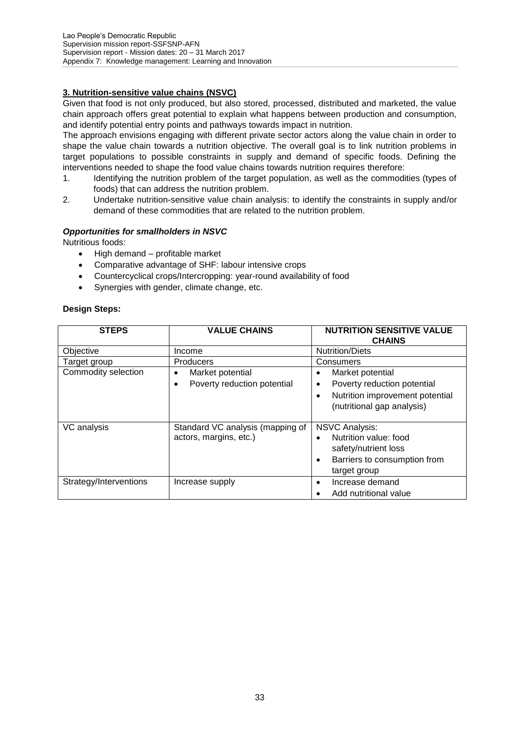## 3. Nutrition-sensitive value chains (NSVC)

Given that food is not only produced, but also stored, processed, distributed and marketed, the value chain approach offers great potential to explain what happens between production and consumption, and identify potential entry points and pathways towards impact in nutrition.

The approach envisions engaging with different private sector actors along the value chain in order to shape the value chain towards a nutrition objective. The overall goal is to link nutrition problems in target populations to possible constraints in supply and demand of specific foods. Defining the interventions needed to shape the food value chains towards nutrition requires therefore:

1. Identifying the nutrition problem of the target population, as well as the commodities (types of foods) that can address the nutrition problem.
2. Undertake nutrition-sensitive value chain analysis: to identify the constraints in supply and/or demand of these commodities that are related to the nutrition problem.

### *Opportunities for smallholders in NSVC*

Nutritious foods:

- High demand – profitable market
- Comparative advantage of SHF: labour intensive crops
- Countercyclical crops/Intercropping: year-round availability of food
- Synergies with gender, climate change, etc.

**Design Steps:**

| STEPS | VALUE CHAINS | NUTRITION SENSITIVE VALUE CHAINS |
|---|---|---|
| Objective | Income | Nutrition/Diets |
| Target group | Producers | Consumers |
| Commodity selection | • Market potential<br>• Poverty reduction potential | • Market potential<br>• Poverty reduction potential<br>• Nutrition improvement potential (nutritional gap analysis) |
| VC analysis | Standard VC analysis (mapping of actors, margins, etc.) | NSVC Analysis:<br>• Nutrition value: food safety/nutrient loss<br>• Barriers to consumption from target group |
| Strategy/Interventions | Increase supply | • Increase demand<br>• Add nutritional value |